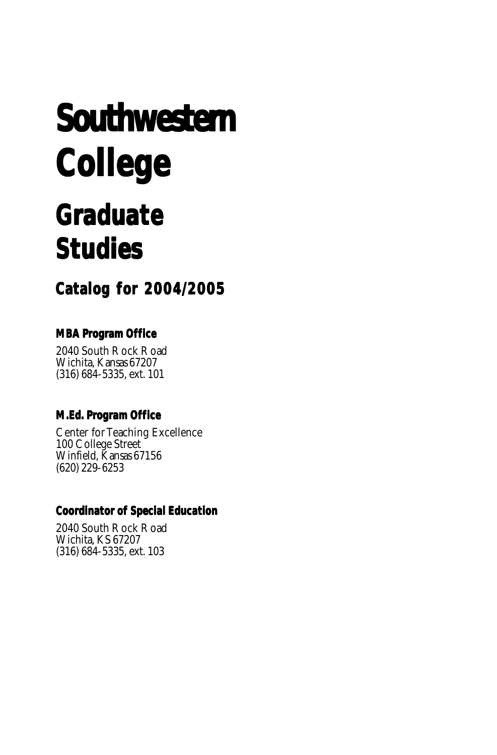# Southwestern College

## Graduate Studies

### Catalog for 2004/2005

**MBA Program Office**

2040 South Rock Road
Wichita, Kansas 67207
(316) 684-5335, ext. 101

**M.Ed. Program Office**

Center for Teaching Excellence
100 College Street
Winfield, Kansas 67156
(620) 229-6253

**Coordinator of Special Education**

2040 South Rock Road
Wichita, KS 67207
(316) 684-5335, ext. 103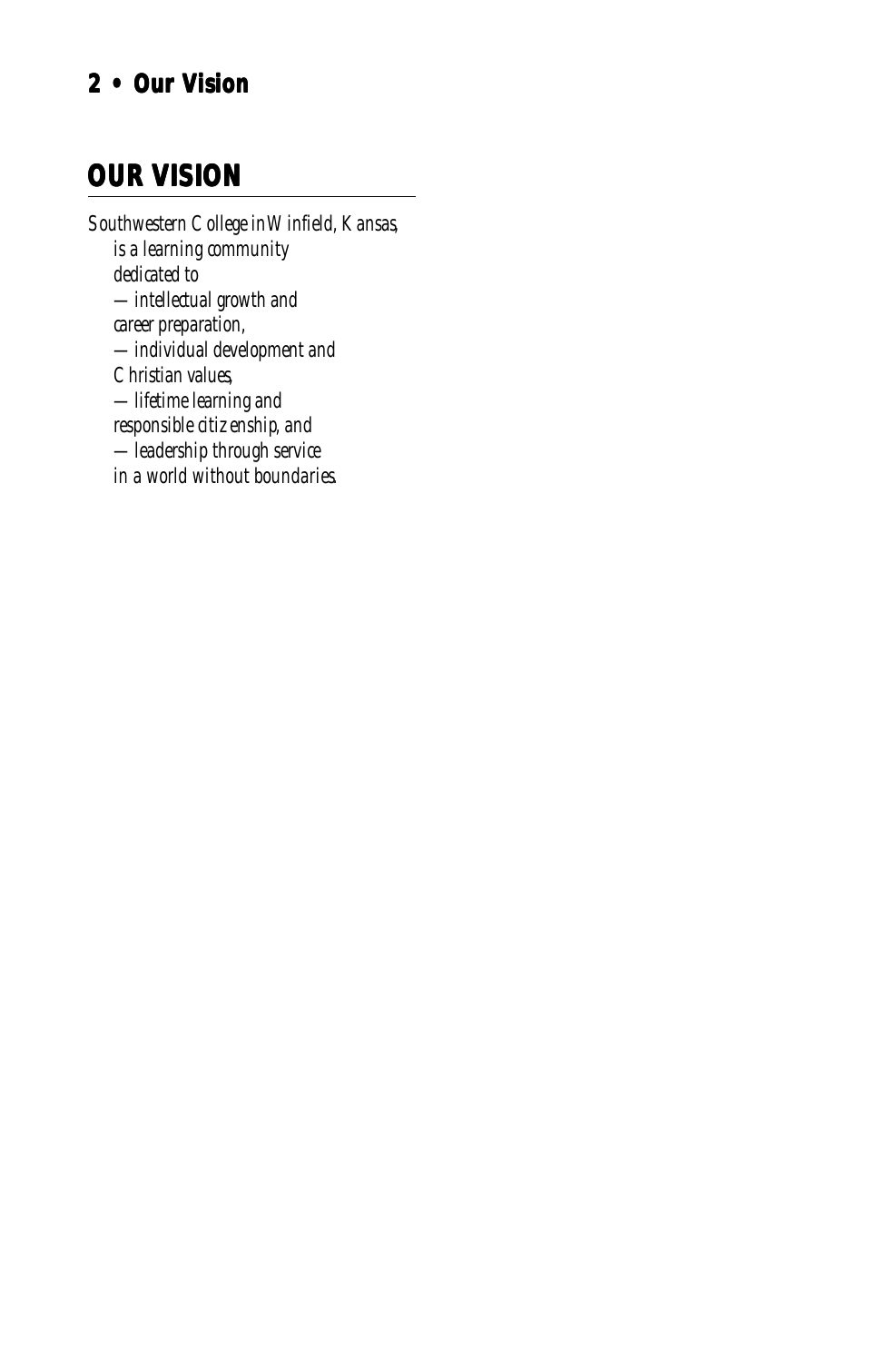# OUR VISION

*Southwestern College in Winfield, Kansas,*
*is a learning community*
*dedicated to*
*—intellectual growth and*
*career preparation,*
*—individual development and*
*Christian values,*
*—lifetime learning and*
*responsible citizenship, and*
*—leadership through service*
*in a world without boundaries.*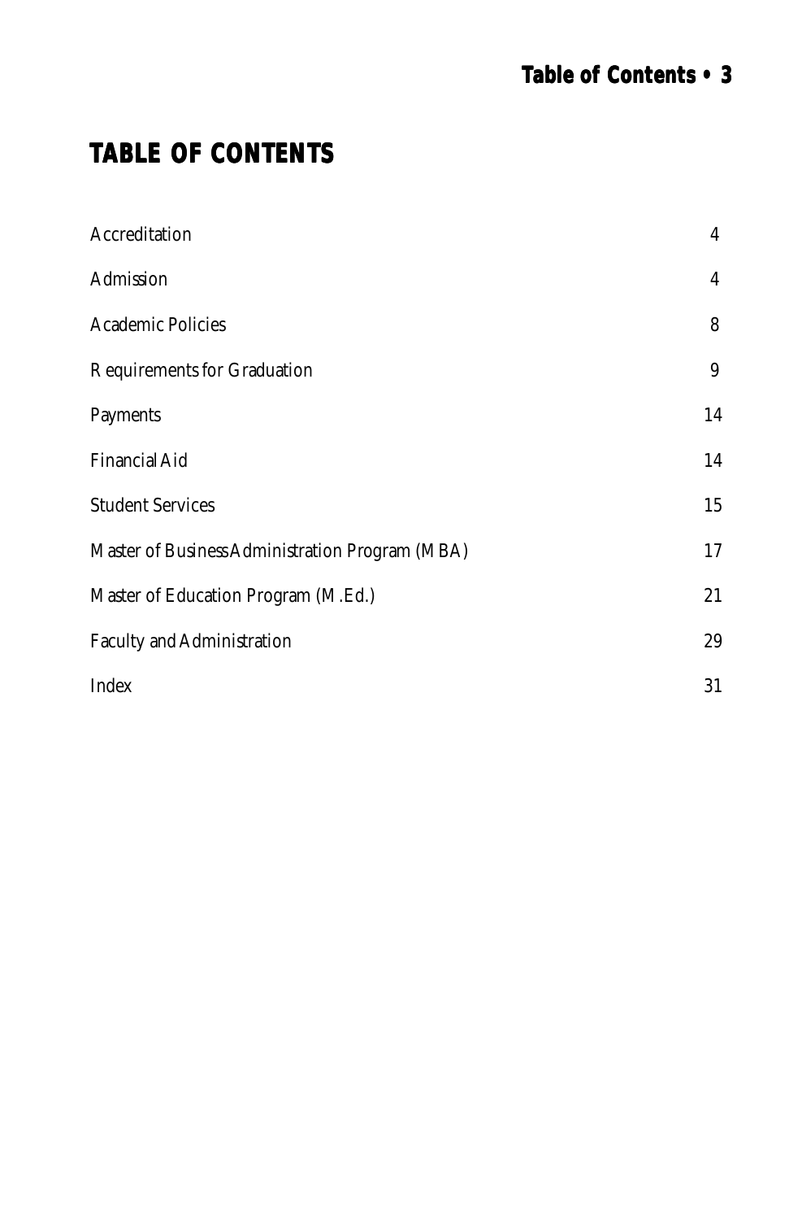# TABLE OF CONTENTS

| | |
|---|---|
| Accreditation | 4 |
| Admission | 4 |
| Academic Policies | 8 |
| Requirements for Graduation | 9 |
| Payments | 14 |
| Financial Aid | 14 |
| Student Services | 15 |
| Master of Business Administration Program (MBA) | 17 |
| Master of Education Program (M.Ed.) | 21 |
| Faculty and Administration | 29 |
| Index | 31 |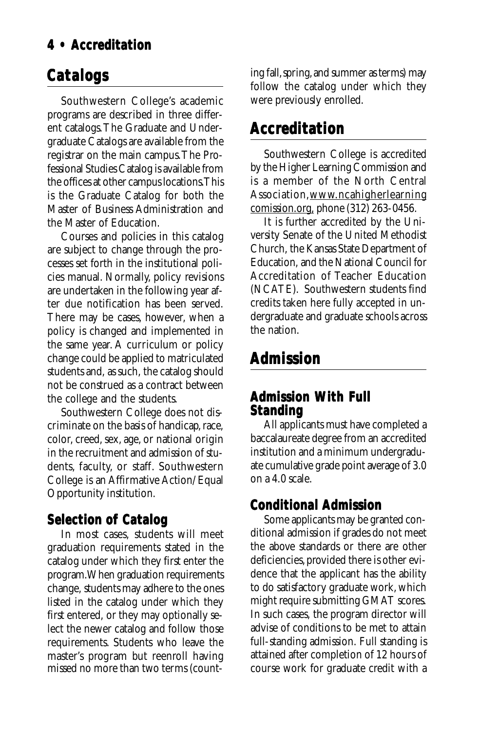## Catalogs

Southwestern College's academic programs are described in three different catalogs. The Graduate and Undergraduate Catalogs are available from the registrar on the main campus. The Professional Studies Catalog is available from the offices at other campus locations. This is the Graduate Catalog for both the Master of Business Administration and the Master of Education.

Courses and policies in this catalog are subject to change through the processes set forth in the institutional policies manual. Normally, policy revisions are undertaken in the following year after due notification has been served. There may be cases, however, when a policy is changed and implemented in the same year. A curriculum or policy change could be applied to matriculated students and, as such, the catalog should not be construed as a contract between the college and the students.

Southwestern College does not discriminate on the basis of handicap, race, color, creed, sex, age, or national origin in the recruitment and admission of students, faculty, or staff. Southwestern College is an Affirmative Action/Equal Opportunity institution.

### Selection of Catalog

In most cases, students will meet graduation requirements stated in the catalog under which they first enter the program. When graduation requirements change, students may adhere to the ones listed in the catalog under which they first entered, or they may optionally select the newer catalog and follow those requirements. Students who leave the master's program but reenroll having missed no more than two terms (counting fall, spring, and summer as terms) may follow the catalog under which they were previously enrolled.

## Accreditation

Southwestern College is accredited by the Higher Learning Commission and is a member of the North Central Association, www.ncahigherlearningcomission.org, phone (312) 263-0456.

It is further accredited by the University Senate of the United Methodist Church, the Kansas State Department of Education, and the National Council for Accreditation of Teacher Education (NCATE). Southwestern students find credits taken here fully accepted in undergraduate and graduate schools across the nation.

## Admission

### Admission With Full Standing

All applicants must have completed a baccalaureate degree from an accredited institution and a minimum undergraduate cumulative grade point average of 3.0 on a 4.0 scale.

### Conditional Admission

Some applicants may be granted conditional admission if grades do not meet the above standards or there are other deficiencies, provided there is other evidence that the applicant has the ability to do satisfactory graduate work, which might require submitting GMAT scores. In such cases, the program director will advise of conditions to be met to attain full-standing admission. Full standing is attained after completion of 12 hours of course work for graduate credit with a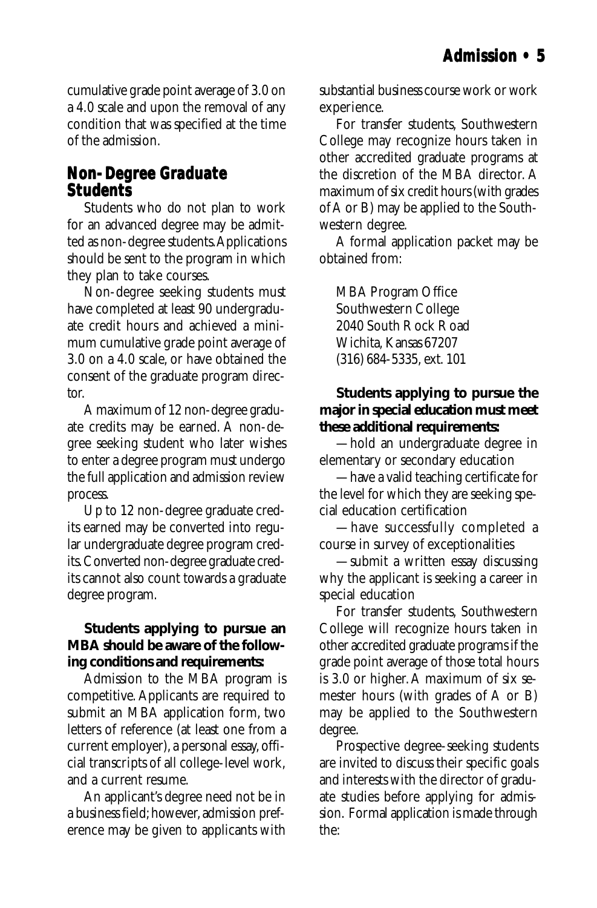cumulative grade point average of 3.0 on a 4.0 scale and upon the removal of any condition that was specified at the time of the admission.

## Non-Degree Graduate Students

Students who do not plan to work for an advanced degree may be admitted as non-degree students. Applications should be sent to the program in which they plan to take courses.

Non-degree seeking students must have completed at least 90 undergraduate credit hours and achieved a minimum cumulative grade point average of 3.0 on a 4.0 scale, or have obtained the consent of the graduate program director.

A maximum of 12 non-degree graduate credits may be earned. A non-degree seeking student who later wishes to enter a degree program must undergo the full application and admission review process.

Up to 12 non-degree graduate credits earned may be converted into regular undergraduate degree program credits. Converted non-degree graduate credits cannot also count towards a graduate degree program.

**Students applying to pursue an MBA should be aware of the following conditions and requirements:**

Admission to the MBA program is competitive. Applicants are required to submit an MBA application form, two letters of reference (at least one from a current employer), a personal essay, official transcripts of all college-level work, and a current resume.

An applicant's degree need not be in a business field; however, admission preference may be given to applicants with substantial business course work or work experience.

For transfer students, Southwestern College may recognize hours taken in other accredited graduate programs at the discretion of the MBA director. A maximum of six credit hours (with grades of A or B) may be applied to the Southwestern degree.

A formal application packet may be obtained from:

MBA Program Office
Southwestern College
2040 South Rock Road
Wichita, Kansas 67207
(316) 684-5335, ext. 101

**Students applying to pursue the major in special education must meet these additional requirements:**

—hold an undergraduate degree in elementary or secondary education

—have a valid teaching certificate for the level for which they are seeking special education certification

—have successfully completed a course in survey of exceptionalities

—submit a written essay discussing why the applicant is seeking a career in special education

For transfer students, Southwestern College will recognize hours taken in other accredited graduate programs if the grade point average of those total hours is 3.0 or higher. A maximum of six semester hours (with grades of A or B) may be applied to the Southwestern degree.

Prospective degree-seeking students are invited to discuss their specific goals and interests with the director of graduate studies before applying for admission. Formal application is made through the: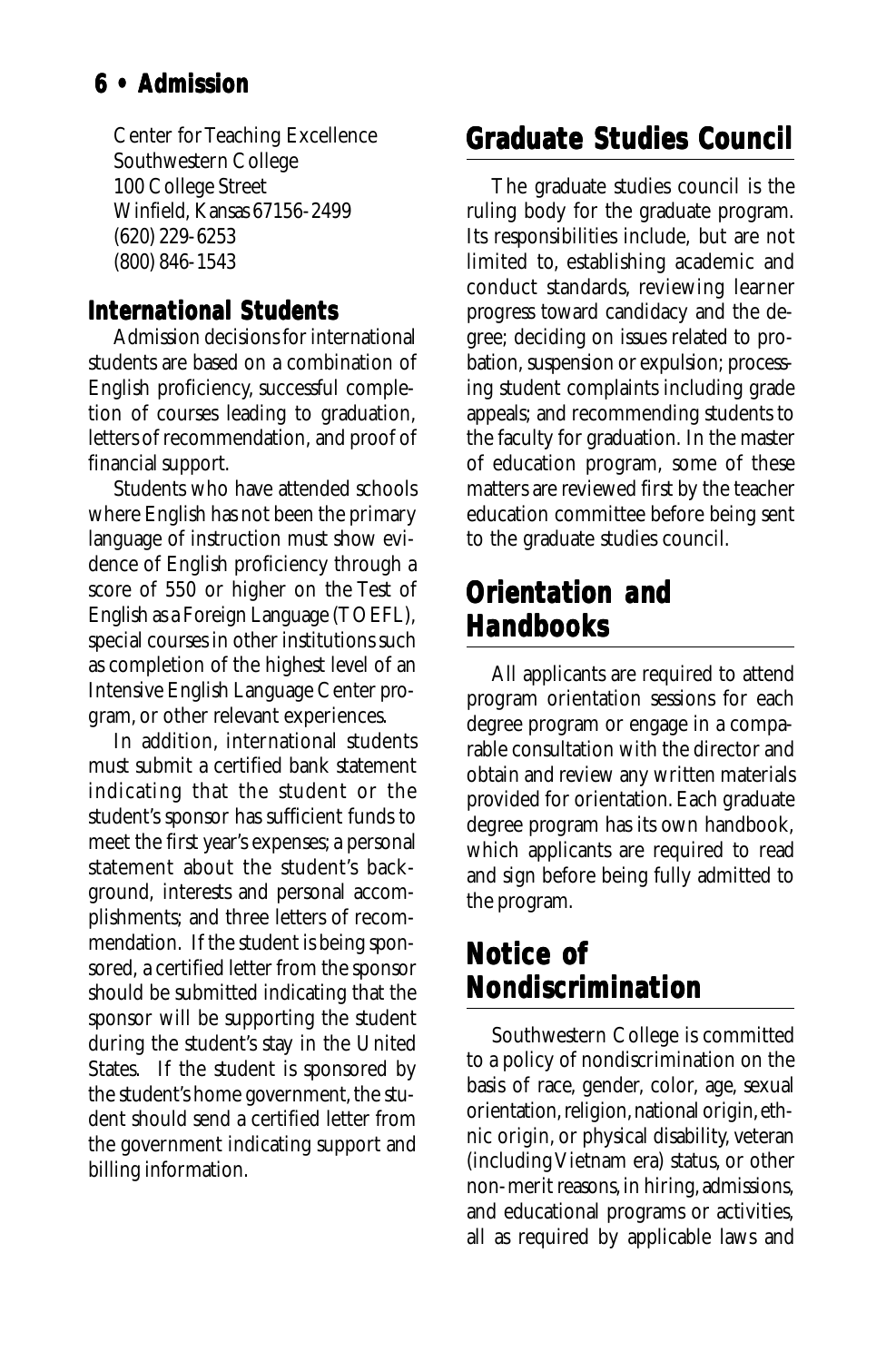Center for Teaching Excellence
Southwestern College
100 College Street
Winfield, Kansas 67156-2499
(620) 229-6253
(800) 846-1543

### International Students

Admission decisions for international students are based on a combination of English proficiency, successful completion of courses leading to graduation, letters of recommendation, and proof of financial support.

Students who have attended schools where English has not been the primary language of instruction must show evidence of English proficiency through a score of 550 or higher on the Test of English as a Foreign Language (TOEFL), special courses in other institutions such as completion of the highest level of an Intensive English Language Center program, or other relevant experiences.

In addition, international students must submit a certified bank statement indicating that the student or the student's sponsor has sufficient funds to meet the first year's expenses; a personal statement about the student's background, interests and personal accomplishments; and three letters of recommendation. If the student is being sponsored, a certified letter from the sponsor should be submitted indicating that the sponsor will be supporting the student during the student's stay in the United States. If the student is sponsored by the student's home government, the student should send a certified letter from the government indicating support and billing information.

## Graduate Studies Council

The graduate studies council is the ruling body for the graduate program. Its responsibilities include, but are not limited to, establishing academic and conduct standards, reviewing learner progress toward candidacy and the degree; deciding on issues related to probation, suspension or expulsion; processing student complaints including grade appeals; and recommending students to the faculty for graduation. In the master of education program, some of these matters are reviewed first by the teacher education committee before being sent to the graduate studies council.

## Orientation and Handbooks

All applicants are required to attend program orientation sessions for each degree program or engage in a comparable consultation with the director and obtain and review any written materials provided for orientation. Each graduate degree program has its own handbook, which applicants are required to read and sign before being fully admitted to the program.

## Notice of Nondiscrimination

Southwestern College is committed to a policy of nondiscrimination on the basis of race, gender, color, age, sexual orientation, religion, national origin, ethnic origin, or physical disability, veteran (including Vietnam era) status, or other non-merit reasons, in hiring, admissions, and educational programs or activities, all as required by applicable laws and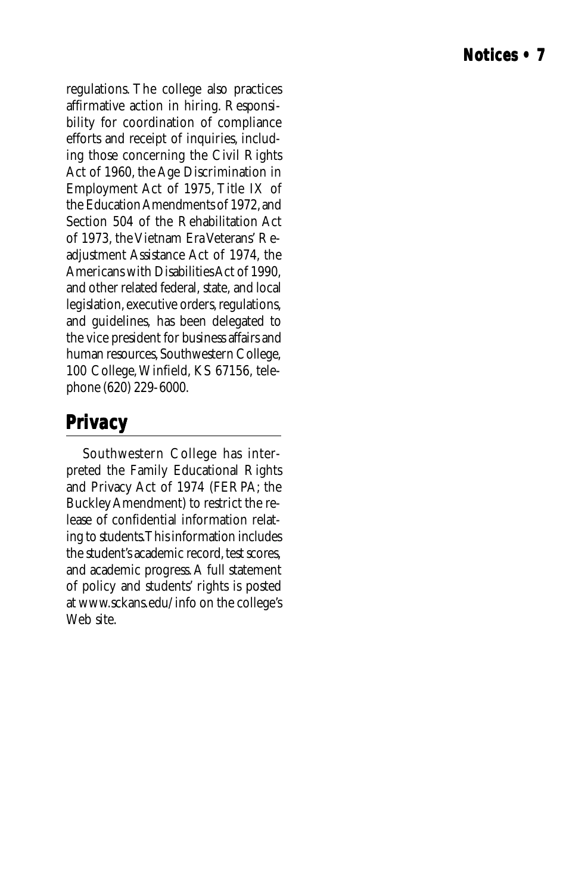regulations. The college also practices affirmative action in hiring. Responsibility for coordination of compliance efforts and receipt of inquiries, including those concerning the Civil Rights Act of 1960, the Age Discrimination in Employment Act of 1975, Title IX of the Education Amendments of 1972, and Section 504 of the Rehabilitation Act of 1973, the Vietnam Era Veterans' Readjustment Assistance Act of 1974, the Americans with Disabilities Act of 1990, and other related federal, state, and local legislation, executive orders, regulations, and guidelines, has been delegated to the vice president for business affairs and human resources, Southwestern College, 100 College, Winfield, KS 67156, telephone (620) 229-6000.

## Privacy

Southwestern College has interpreted the Family Educational Rights and Privacy Act of 1974 (FERPA; the Buckley Amendment) to restrict the release of confidential information relating to students. This information includes the student's academic record, test scores, and academic progress. A full statement of policy and students' rights is posted at www.sckans.edu/info on the college's Web site.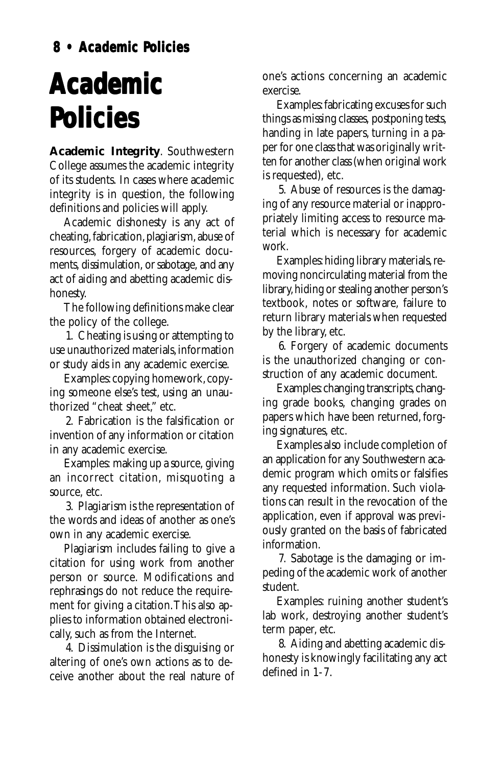# Academic Policies

**Academic Integrity**. Southwestern College assumes the academic integrity of its students. In cases where academic integrity is in question, the following definitions and policies will apply.

Academic dishonesty is any act of cheating, fabrication, plagiarism, abuse of resources, forgery of academic documents, dissimulation, or sabotage, and any act of aiding and abetting academic dishonesty.

The following definitions make clear the policy of the college.

1. Cheating is using or attempting to use unauthorized materials, information or study aids in any academic exercise.

Examples: copying homework, copying someone else's test, using an unauthorized "cheat sheet," etc.

2. Fabrication is the falsification or invention of any information or citation in any academic exercise.

Examples: making up a source, giving an incorrect citation, misquoting a source, etc.

3. Plagiarism is the representation of the words and ideas of another as one's own in any academic exercise.

Plagiarism includes failing to give a citation for using work from another person or source. Modifications and rephrasings do not reduce the requirement for giving a citation. This also applies to information obtained electronically, such as from the Internet.

4. Dissimulation is the disguising or altering of one's own actions as to deceive another about the real nature of one's actions concerning an academic exercise.

Examples: fabricating excuses for such things as missing classes, postponing tests, handing in late papers, turning in a paper for one class that was originally written for another class (when original work is requested), etc.

5. Abuse of resources is the damaging of any resource material or inappropriately limiting access to resource material which is necessary for academic work.

Examples: hiding library materials, removing noncirculating material from the library, hiding or stealing another person's textbook, notes or software, failure to return library materials when requested by the library, etc.

6. Forgery of academic documents is the unauthorized changing or construction of any academic document.

Examples: changing transcripts, changing grade books, changing grades on papers which have been returned, forging signatures, etc.

Examples also include completion of an application for any Southwestern academic program which omits or falsifies any requested information. Such violations can result in the revocation of the application, even if approval was previously granted on the basis of fabricated information.

7. Sabotage is the damaging or impeding of the academic work of another student.

Examples: ruining another student's lab work, destroying another student's term paper, etc.

8. Aiding and abetting academic dishonesty is knowingly facilitating any act defined in 1-7.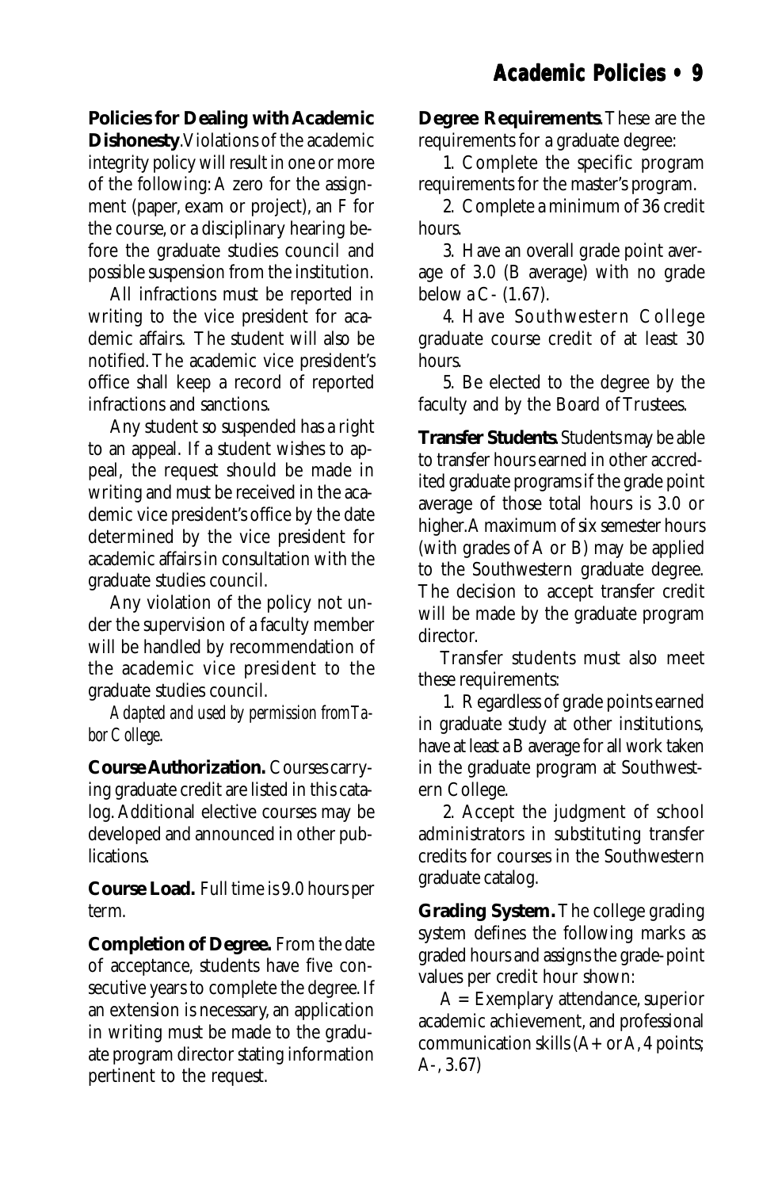**Policies for Dealing with Academic Dishonesty**. Violations of the academic integrity policy will result in one or more of the following: A zero for the assignment (paper, exam or project), an F for the course, or a disciplinary hearing before the graduate studies council and possible suspension from the institution.

All infractions must be reported in writing to the vice president for academic affairs. The student will also be notified. The academic vice president's office shall keep a record of reported infractions and sanctions.

Any student so suspended has a right to an appeal. If a student wishes to appeal, the request should be made in writing and must be received in the academic vice president's office by the date determined by the vice president for academic affairs in consultation with the graduate studies council.

Any violation of the policy not under the supervision of a faculty member will be handled by recommendation of the academic vice president to the graduate studies council.

*Adapted and used by permission from Tabor College.*

**Course Authorization.** Courses carrying graduate credit are listed in this catalog. Additional elective courses may be developed and announced in other publications.

**Course Load.** Full time is 9.0 hours per term.

**Completion of Degree.** From the date of acceptance, students have five consecutive years to complete the degree. If an extension is necessary, an application in writing must be made to the graduate program director stating information pertinent to the request.

**Degree Requirements.** These are the requirements for a graduate degree:

1. Complete the specific program requirements for the master's program.
2. Complete a minimum of 36 credit hours.
3. Have an overall grade point average of 3.0 (B average) with no grade below a C- (1.67).
4. Have Southwestern College graduate course credit of at least 30 hours.
5. Be elected to the degree by the faculty and by the Board of Trustees.

**Transfer Students.** Students may be able to transfer hours earned in other accredited graduate programs if the grade point average of those total hours is 3.0 or higher. A maximum of six semester hours (with grades of A or B) may be applied to the Southwestern graduate degree. The decision to accept transfer credit will be made by the graduate program director.

Transfer students must also meet these requirements:

1. Regardless of grade points earned in graduate study at other institutions, have at least a B average for all work taken in the graduate program at Southwestern College.
2. Accept the judgment of school administrators in substituting transfer credits for courses in the Southwestern graduate catalog.

**Grading System.** The college grading system defines the following marks as graded hours and assigns the grade-point values per credit hour shown:

A = Exemplary attendance, superior academic achievement, and professional communication skills (A+ or A, 4 points; A-, 3.67)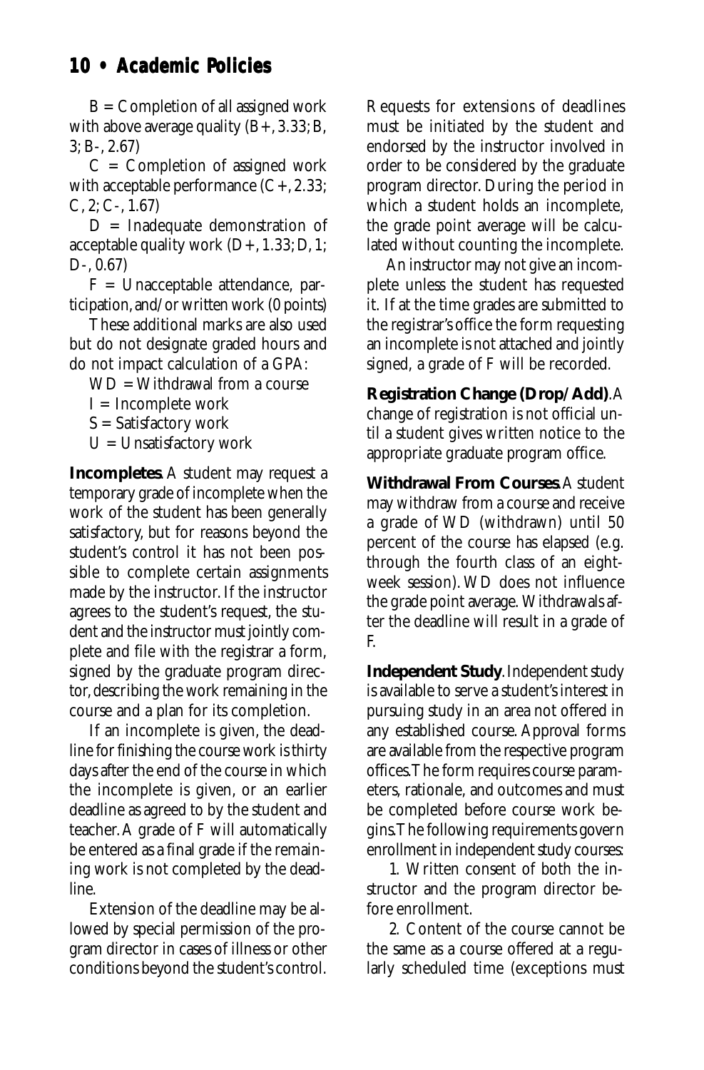B = Completion of all assigned work with above average quality (B+, 3.33; B, 3; B-, 2.67)

C = Completion of assigned work with acceptable performance (C+, 2.33; C, 2; C-, 1.67)

D = Inadequate demonstration of acceptable quality work (D+, 1.33; D, 1; D-, 0.67)

F = Unacceptable attendance, participation, and/or written work (0 points)

These additional marks are also used but do not designate graded hours and do not impact calculation of a GPA:

WD = Withdrawal from a course

I = Incomplete work

S = Satisfactory work

U = Unsatisfactory work

**Incompletes**. A student may request a temporary grade of incomplete when the work of the student has been generally satisfactory, but for reasons beyond the student's control it has not been possible to complete certain assignments made by the instructor. If the instructor agrees to the student's request, the student and the instructor must jointly complete and file with the registrar a form, signed by the graduate program director, describing the work remaining in the course and a plan for its completion.

If an incomplete is given, the deadline for finishing the course work is thirty days after the end of the course in which the incomplete is given, or an earlier deadline as agreed to by the student and teacher. A grade of F will automatically be entered as a final grade if the remaining work is not completed by the deadline.

Extension of the deadline may be allowed by special permission of the program director in cases of illness or other conditions beyond the student's control. Requests for extensions of deadlines must be initiated by the student and endorsed by the instructor involved in order to be considered by the graduate program director. During the period in which a student holds an incomplete, the grade point average will be calculated without counting the incomplete.

An instructor may not give an incomplete unless the student has requested it. If at the time grades are submitted to the registrar's office the form requesting an incomplete is not attached and jointly signed, a grade of F will be recorded.

**Registration Change (Drop/Add)**. A change of registration is not official until a student gives written notice to the appropriate graduate program office.

**Withdrawal From Courses**. A student may withdraw from a course and receive a grade of WD (withdrawn) until 50 percent of the course has elapsed (e.g. through the fourth class of an eight-week session). WD does not influence the grade point average. Withdrawals after the deadline will result in a grade of F.

**Independent Study**. Independent study is available to serve a student's interest in pursuing study in an area not offered in any established course. Approval forms are available from the respective program offices. The form requires course parameters, rationale, and outcomes and must be completed before course work begins. The following requirements govern enrollment in independent study courses:

1. Written consent of both the instructor and the program director before enrollment.

2. Content of the course cannot be the same as a course offered at a regularly scheduled time (exceptions must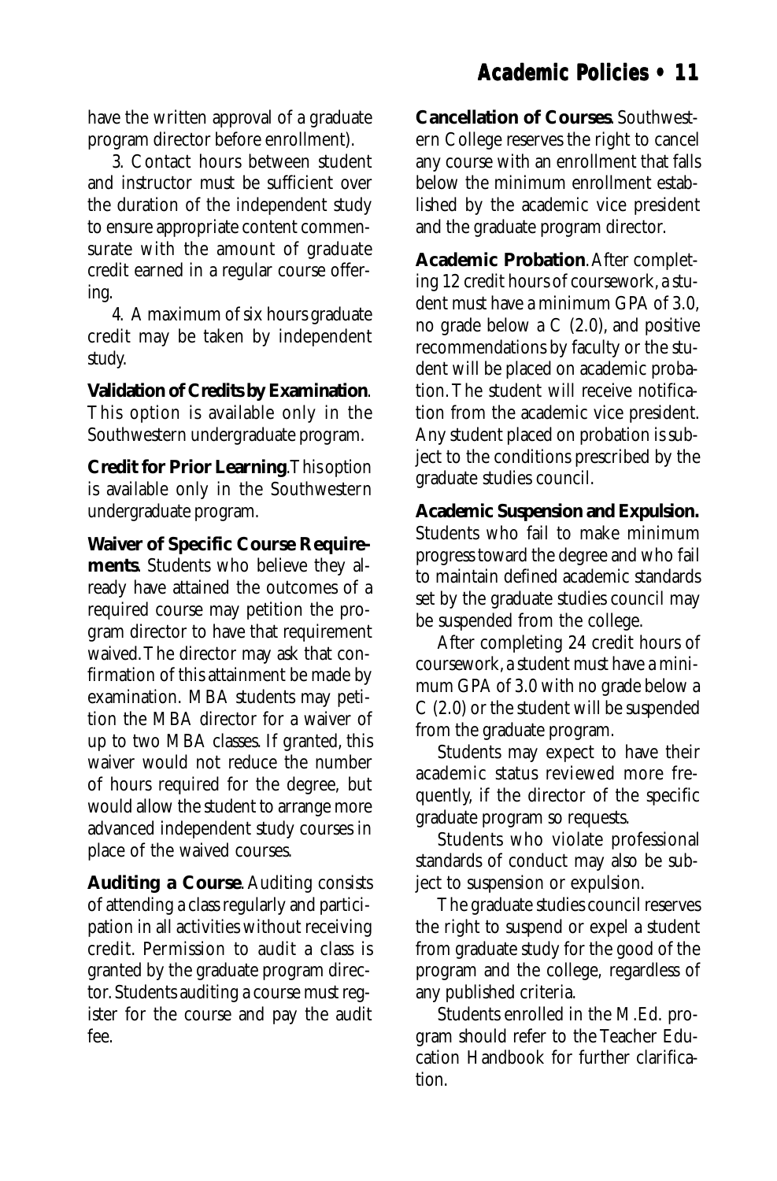have the written approval of a graduate program director before enrollment).

3. Contact hours between student and instructor must be sufficient over the duration of the independent study to ensure appropriate content commensurate with the amount of graduate credit earned in a regular course offering.

4. A maximum of six hours graduate credit may be taken by independent study.

**Validation of Credits by Examination**. This option is available only in the Southwestern undergraduate program.

**Credit for Prior Learning**. This option is available only in the Southwestern undergraduate program.

**Waiver of Specific Course Requirements**. Students who believe they already have attained the outcomes of a required course may petition the program director to have that requirement waived. The director may ask that confirmation of this attainment be made by examination. MBA students may petition the MBA director for a waiver of up to two MBA classes. If granted, this waiver would not reduce the number of hours required for the degree, but would allow the student to arrange more advanced independent study courses in place of the waived courses.

**Auditing a Course**. Auditing consists of attending a class regularly and participation in all activities without receiving credit. Permission to audit a class is granted by the graduate program director. Students auditing a course must register for the course and pay the audit fee.

**Cancellation of Courses**. Southwestern College reserves the right to cancel any course with an enrollment that falls below the minimum enrollment established by the academic vice president and the graduate program director.

**Academic Probation**. After completing 12 credit hours of coursework, a student must have a minimum GPA of 3.0, no grade below a C (2.0), and positive recommendations by faculty or the student will be placed on academic probation. The student will receive notification from the academic vice president. Any student placed on probation is subject to the conditions prescribed by the graduate studies council.

**Academic Suspension and Expulsion.** Students who fail to make minimum progress toward the degree and who fail to maintain defined academic standards set by the graduate studies council may be suspended from the college.

After completing 24 credit hours of coursework, a student must have a minimum GPA of 3.0 with no grade below a C (2.0) or the student will be suspended from the graduate program.

Students may expect to have their academic status reviewed more frequently, if the director of the specific graduate program so requests.

Students who violate professional standards of conduct may also be subject to suspension or expulsion.

The graduate studies council reserves the right to suspend or expel a student from graduate study for the good of the program and the college, regardless of any published criteria.

Students enrolled in the M.Ed. program should refer to the Teacher Education Handbook for further clarification.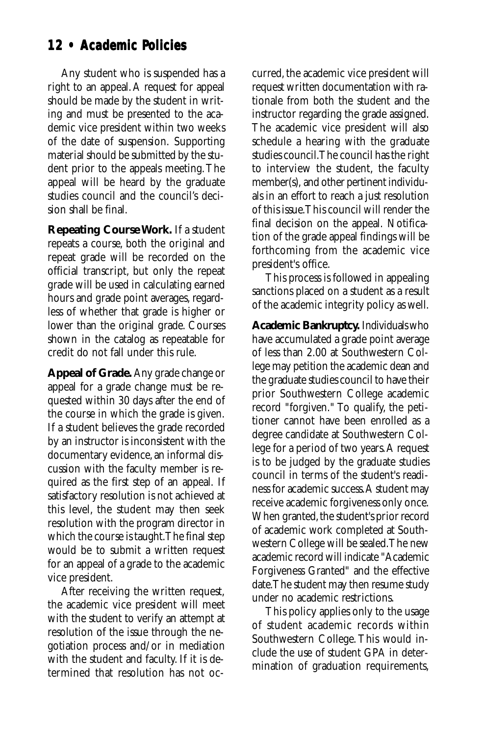Any student who is suspended has a right to an appeal. A request for appeal should be made by the student in writing and must be presented to the academic vice president within two weeks of the date of suspension. Supporting material should be submitted by the student prior to the appeals meeting. The appeal will be heard by the graduate studies council and the council's decision shall be final.

**Repeating Course Work.** If a student repeats a course, both the original and repeat grade will be recorded on the official transcript, but only the repeat grade will be used in calculating earned hours and grade point averages, regardless of whether that grade is higher or lower than the original grade. Courses shown in the catalog as repeatable for credit do not fall under this rule.

**Appeal of Grade.** Any grade change or appeal for a grade change must be requested within 30 days after the end of the course in which the grade is given. If a student believes the grade recorded by an instructor is inconsistent with the documentary evidence, an informal discussion with the faculty member is required as the first step of an appeal. If satisfactory resolution is not achieved at this level, the student may then seek resolution with the program director in which the course is taught. The final step would be to submit a written request for an appeal of a grade to the academic vice president.

After receiving the written request, the academic vice president will meet with the student to verify an attempt at resolution of the issue through the negotiation process and/or in mediation with the student and faculty. If it is determined that resolution has not occurred, the academic vice president will request written documentation with rationale from both the student and the instructor regarding the grade assigned. The academic vice president will also schedule a hearing with the graduate studies council. The council has the right to interview the student, the faculty member(s), and other pertinent individuals in an effort to reach a just resolution of this issue. This council will render the final decision on the appeal. Notification of the grade appeal findings will be forthcoming from the academic vice president's office.

This process is followed in appealing sanctions placed on a student as a result of the academic integrity policy as well.

**Academic Bankruptcy.** Individuals who have accumulated a grade point average of less than 2.00 at Southwestern College may petition the academic dean and the graduate studies council to have their prior Southwestern College academic record "forgiven." To qualify, the petitioner cannot have been enrolled as a degree candidate at Southwestern College for a period of two years. A request is to be judged by the graduate studies council in terms of the student's readiness for academic success. A student may receive academic forgiveness only once. When granted, the student's prior record of academic work completed at Southwestern College will be sealed. The new academic record will indicate "Academic Forgiveness Granted" and the effective date. The student may then resume study under no academic restrictions.

This policy applies only to the usage of student academic records within Southwestern College. This would include the use of student GPA in determination of graduation requirements,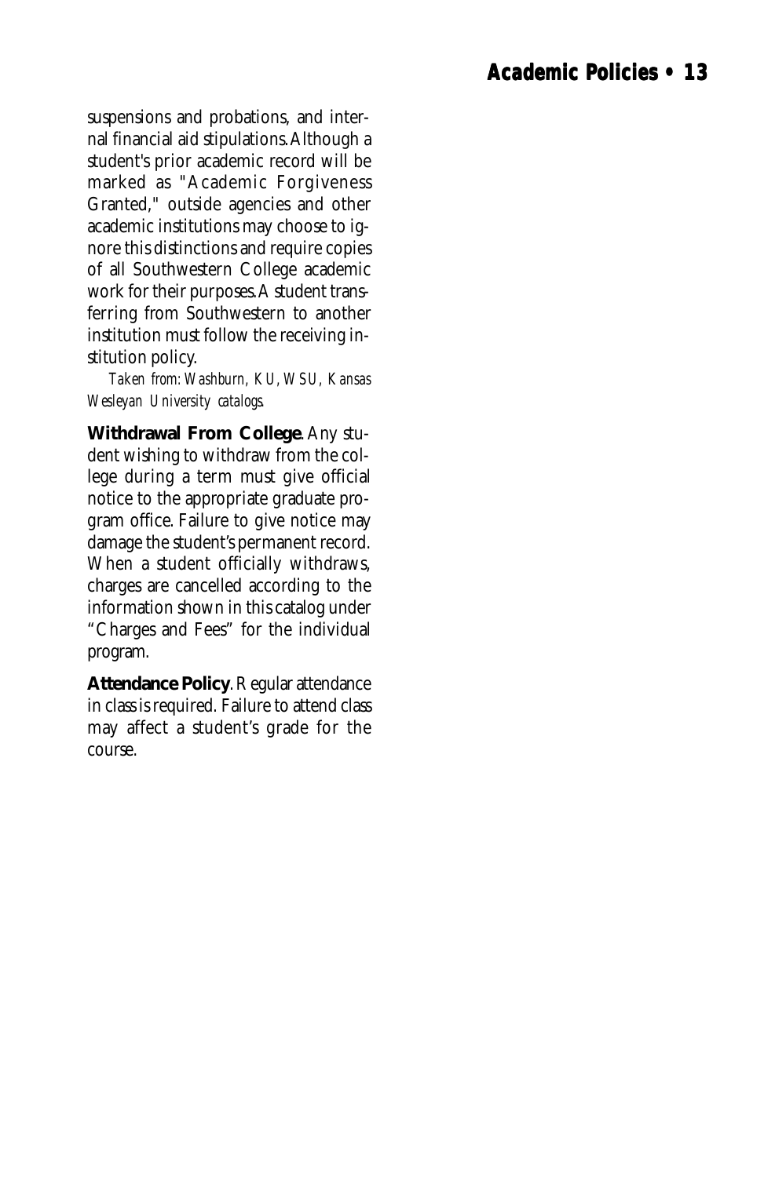suspensions and probations, and internal financial aid stipulations. Although a student's prior academic record will be marked as "Academic Forgiveness Granted," outside agencies and other academic institutions may choose to ignore this distinctions and require copies of all Southwestern College academic work for their purposes. A student transferring from Southwestern to another institution must follow the receiving institution policy.

*Taken from: Washburn, KU, WSU, Kansas Wesleyan University catalogs.*

**Withdrawal From College**. Any student wishing to withdraw from the college during a term must give official notice to the appropriate graduate program office. Failure to give notice may damage the student's permanent record. When a student officially withdraws, charges are cancelled according to the information shown in this catalog under "Charges and Fees" for the individual program.

**Attendance Policy**. Regular attendance in class is required. Failure to attend class may affect a student's grade for the course.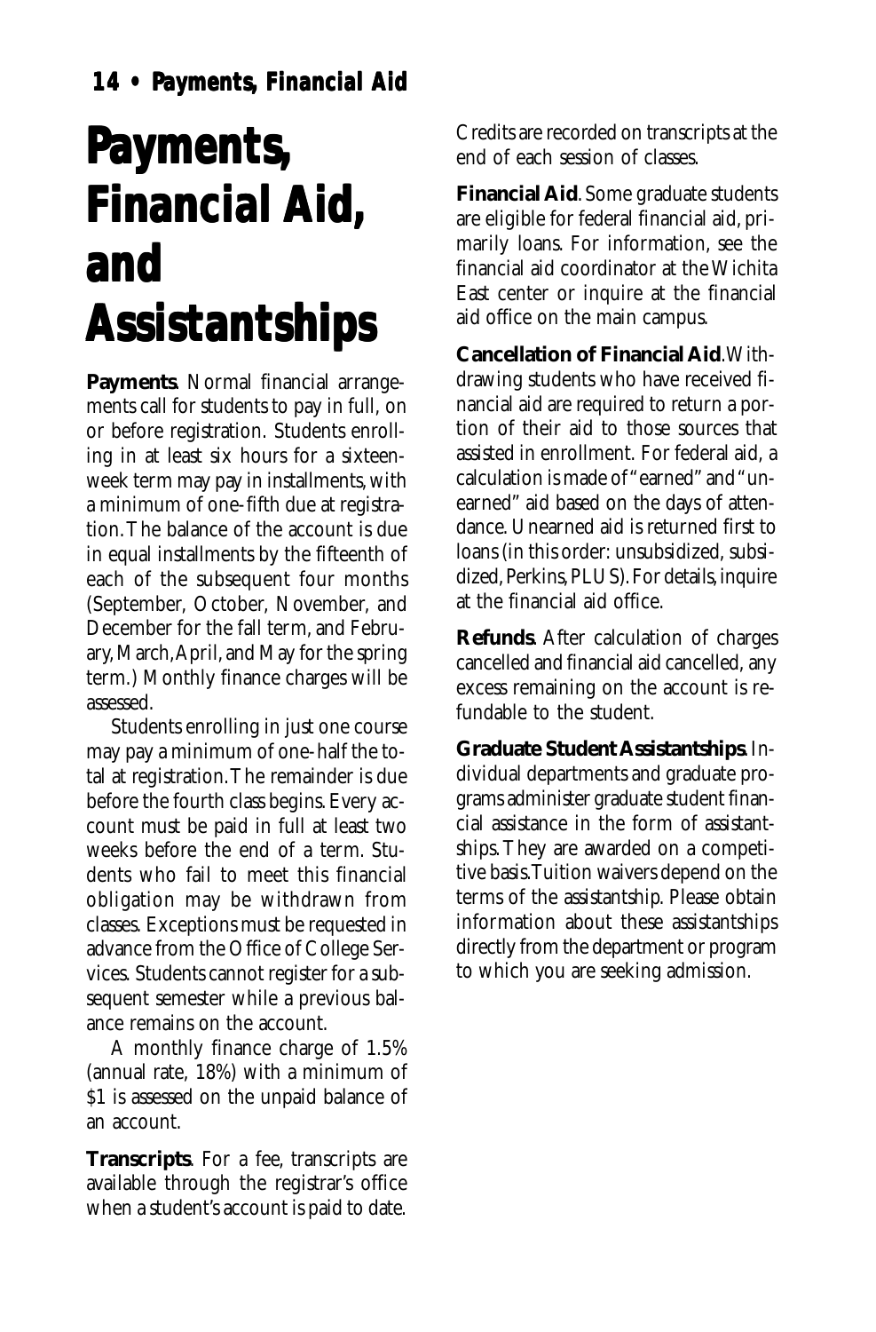# Payments, Financial Aid, and Assistantships

**Payments**. Normal financial arrangements call for students to pay in full, on or before registration. Students enrolling in at least six hours for a sixteen-week term may pay in installments, with a minimum of one-fifth due at registration. The balance of the account is due in equal installments by the fifteenth of each of the subsequent four months (September, October, November, and December for the fall term, and February, March, April, and May for the spring term.) Monthly finance charges will be assessed.

Students enrolling in just one course may pay a minimum of one-half the total at registration. The remainder is due before the fourth class begins. Every account must be paid in full at least two weeks before the end of a term. Students who fail to meet this financial obligation may be withdrawn from classes. Exceptions must be requested in advance from the Office of College Services. Students cannot register for a subsequent semester while a previous balance remains on the account.

A monthly finance charge of 1.5% (annual rate, 18%) with a minimum of $1 is assessed on the unpaid balance of an account.

**Transcripts**. For a fee, transcripts are available through the registrar's office when a student's account is paid to date. Credits are recorded on transcripts at the end of each session of classes.

**Financial Aid**. Some graduate students are eligible for federal financial aid, primarily loans. For information, see the financial aid coordinator at the Wichita East center or inquire at the financial aid office on the main campus.

**Cancellation of Financial Aid**. Withdrawing students who have received financial aid are required to return a portion of their aid to those sources that assisted in enrollment. For federal aid, a calculation is made of "earned" and "unearned" aid based on the days of attendance. Unearned aid is returned first to loans (in this order: unsubsidized, subsidized, Perkins, PLUS). For details, inquire at the financial aid office.

**Refunds**. After calculation of charges cancelled and financial aid cancelled, any excess remaining on the account is refundable to the student.

**Graduate Student Assistantships**. Individual departments and graduate programs administer graduate student financial assistance in the form of assistantships. They are awarded on a competitive basis. Tuition waivers depend on the terms of the assistantship. Please obtain information about these assistantships directly from the department or program to which you are seeking admission.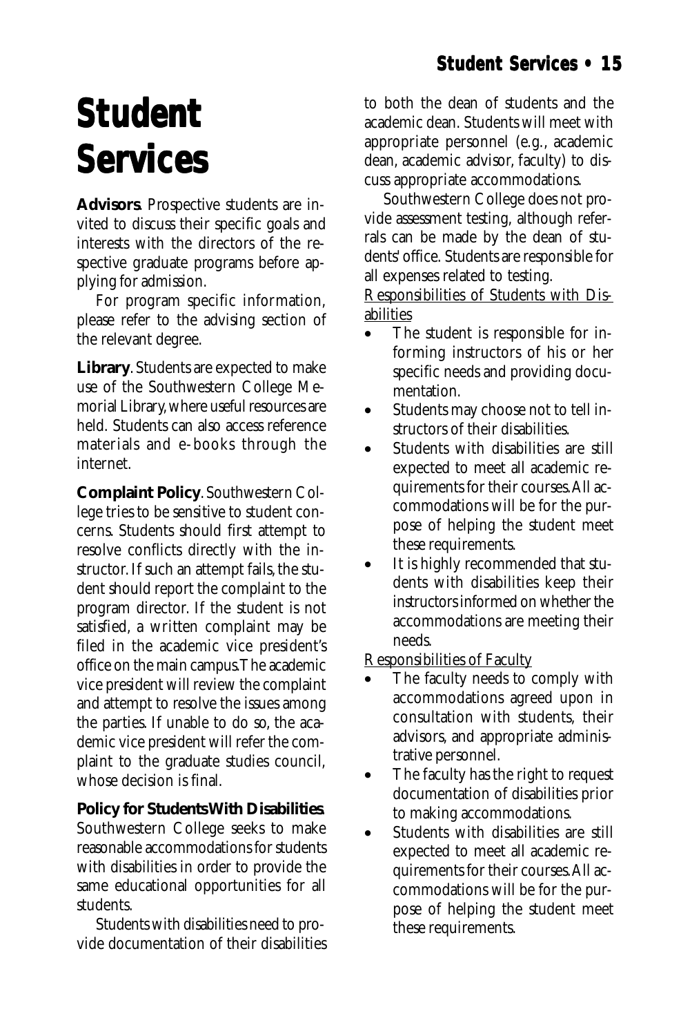# Student Services

**Advisors**. Prospective students are invited to discuss their specific goals and interests with the directors of the respective graduate programs before applying for admission.

For program specific information, please refer to the advising section of the relevant degree.

**Library**. Students are expected to make use of the Southwestern College Memorial Library, where useful resources are held. Students can also access reference materials and e-books through the internet.

**Complaint Policy**. Southwestern College tries to be sensitive to student concerns. Students should first attempt to resolve conflicts directly with the instructor. If such an attempt fails, the student should report the complaint to the program director. If the student is not satisfied, a written complaint may be filed in the academic vice president's office on the main campus. The academic vice president will review the complaint and attempt to resolve the issues among the parties. If unable to do so, the academic vice president will refer the complaint to the graduate studies council, whose decision is final.

**Policy for Students With Disabilities**. Southwestern College seeks to make reasonable accommodations for students with disabilities in order to provide the same educational opportunities for all students.

Students with disabilities need to provide documentation of their disabilities to both the dean of students and the academic dean. Students will meet with appropriate personnel (e.g., academic dean, academic advisor, faculty) to discuss appropriate accommodations.

Southwestern College does not provide assessment testing, although referrals can be made by the dean of students' office. Students are responsible for all expenses related to testing.

<u>Responsibilities of Students with Disabilities</u>

- The student is responsible for informing instructors of his or her specific needs and providing documentation.
- Students may choose not to tell instructors of their disabilities.
- Students with disabilities are still expected to meet all academic requirements for their courses. All accommodations will be for the purpose of helping the student meet these requirements.
- It is highly recommended that students with disabilities keep their instructors informed on whether the accommodations are meeting their needs.

<u>Responsibilities of Faculty</u>

- The faculty needs to comply with accommodations agreed upon in consultation with students, their advisors, and appropriate administrative personnel.
- The faculty has the right to request documentation of disabilities prior to making accommodations.
- Students with disabilities are still expected to meet all academic requirements for their courses. All accommodations will be for the purpose of helping the student meet these requirements.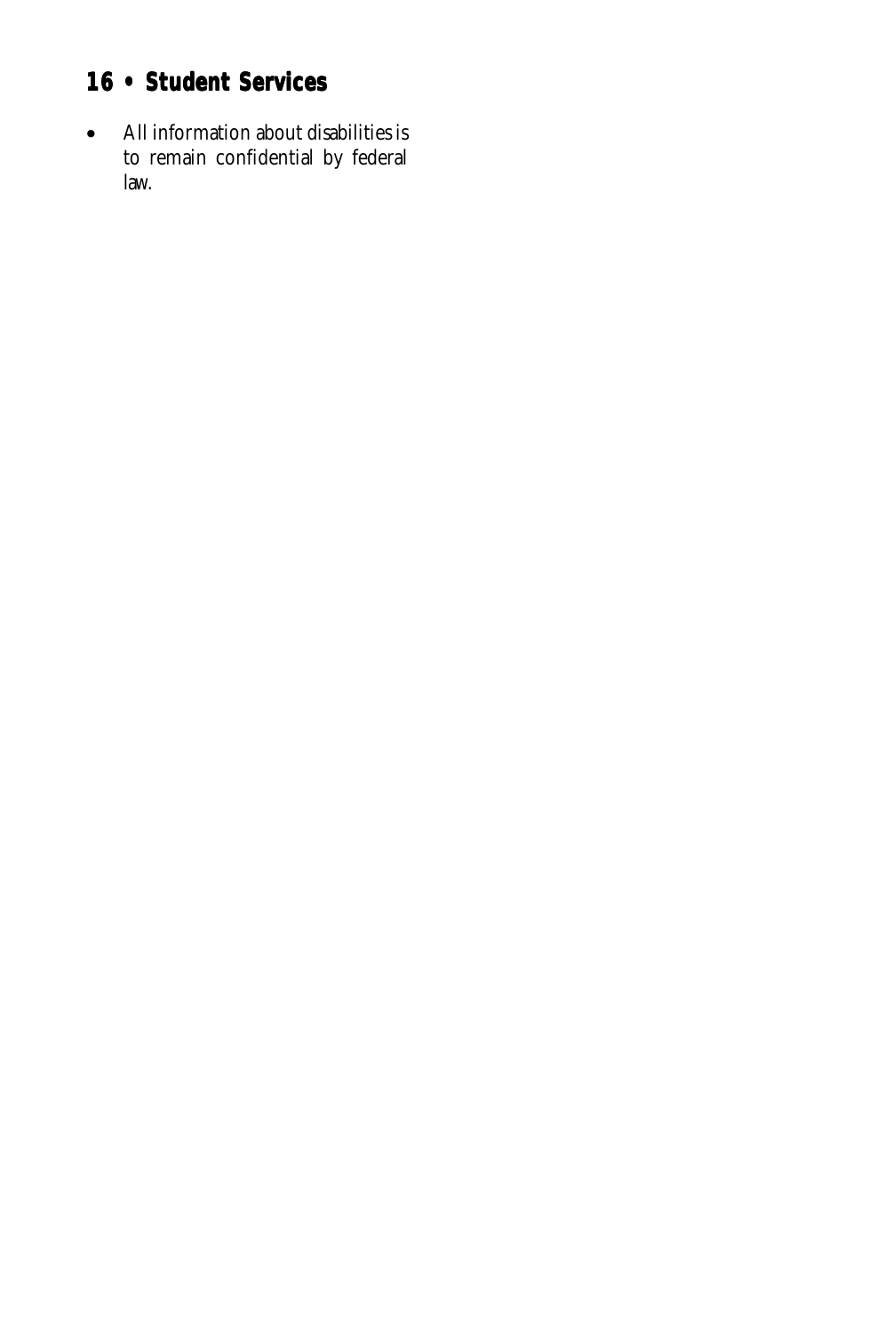- All information about disabilities is to remain confidential by federal law.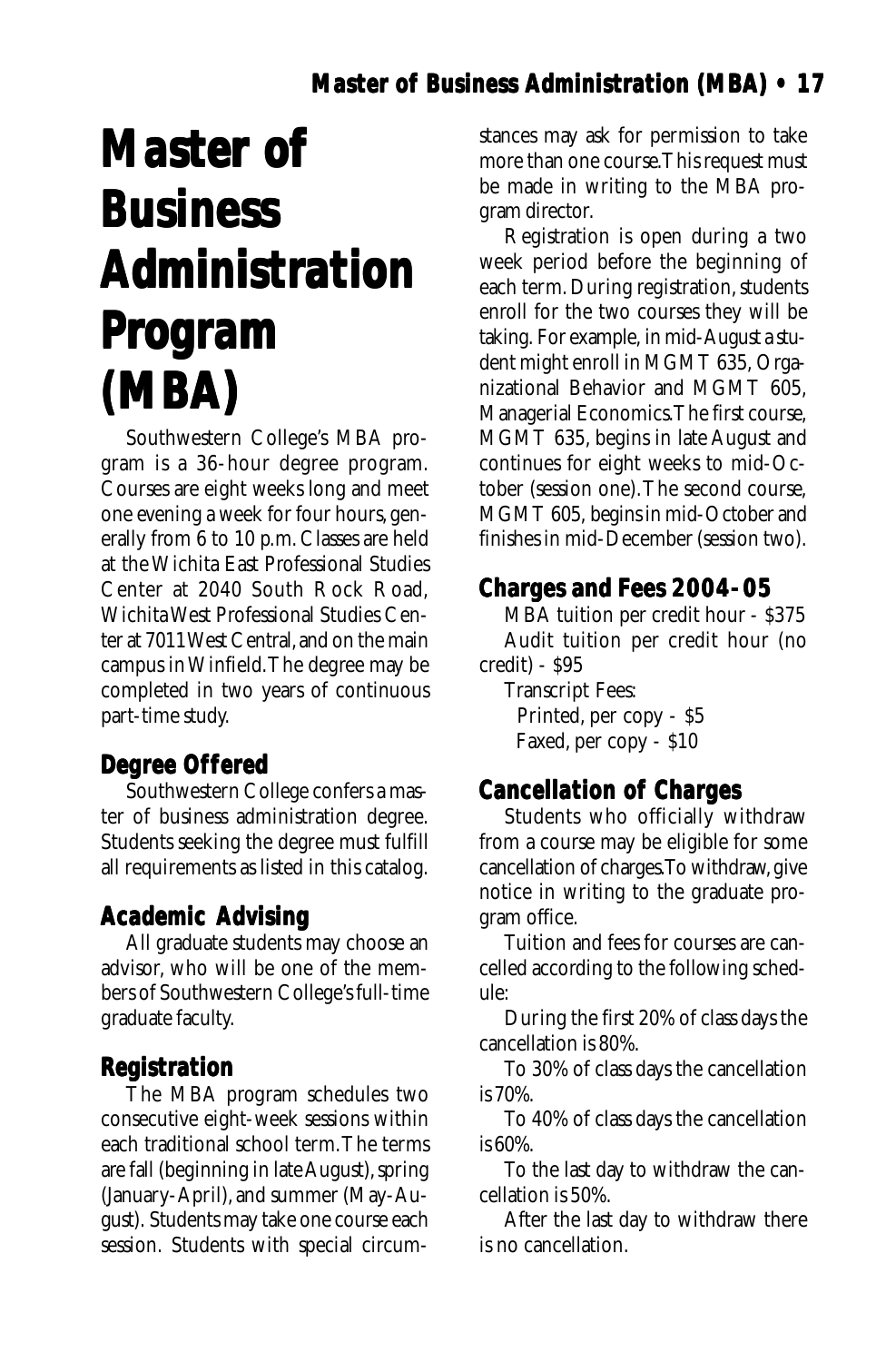# Master of Business Administration Program (MBA)

Southwestern College's MBA program is a 36-hour degree program. Courses are eight weeks long and meet one evening a week for four hours, generally from 6 to 10 p.m. Classes are held at the Wichita East Professional Studies Center at 2040 South Rock Road, Wichita West Professional Studies Center at 7011 West Central, and on the main campus in Winfield. The degree may be completed in two years of continuous part-time study.

## Degree Offered

Southwestern College confers a master of business administration degree. Students seeking the degree must fulfill all requirements as listed in this catalog.

## Academic Advising

All graduate students may choose an advisor, who will be one of the members of Southwestern College's full-time graduate faculty.

## Registration

The MBA program schedules two consecutive eight-week sessions within each traditional school term. The terms are fall (beginning in late August), spring (January-April), and summer (May-August). Students may take one course each session. Students with special circumstances may ask for permission to take more than one course. This request must be made in writing to the MBA program director.

Registration is open during a two week period before the beginning of each term. During registration, students enroll for the two courses they will be taking. For example, in mid-August a student might enroll in MGMT 635, Organizational Behavior and MGMT 605, Managerial Economics. The first course, MGMT 635, begins in late August and continues for eight weeks to mid-October (session one). The second course, MGMT 605, begins in mid-October and finishes in mid-December (session two).

## Charges and Fees 2004-05

MBA tuition per credit hour - $375

Audit tuition per credit hour (no credit) - $95

Transcript Fees:

- Printed, per copy - $5
- Faxed, per copy - $10

## Cancellation of Charges

Students who officially withdraw from a course may be eligible for some cancellation of charges. To withdraw, give notice in writing to the graduate program office.

Tuition and fees for courses are cancelled according to the following schedule:

During the first 20% of class days the cancellation is 80%.

To 30% of class days the cancellation is 70%.

To 40% of class days the cancellation is 60%.

To the last day to withdraw the cancellation is 50%.

After the last day to withdraw there is no cancellation.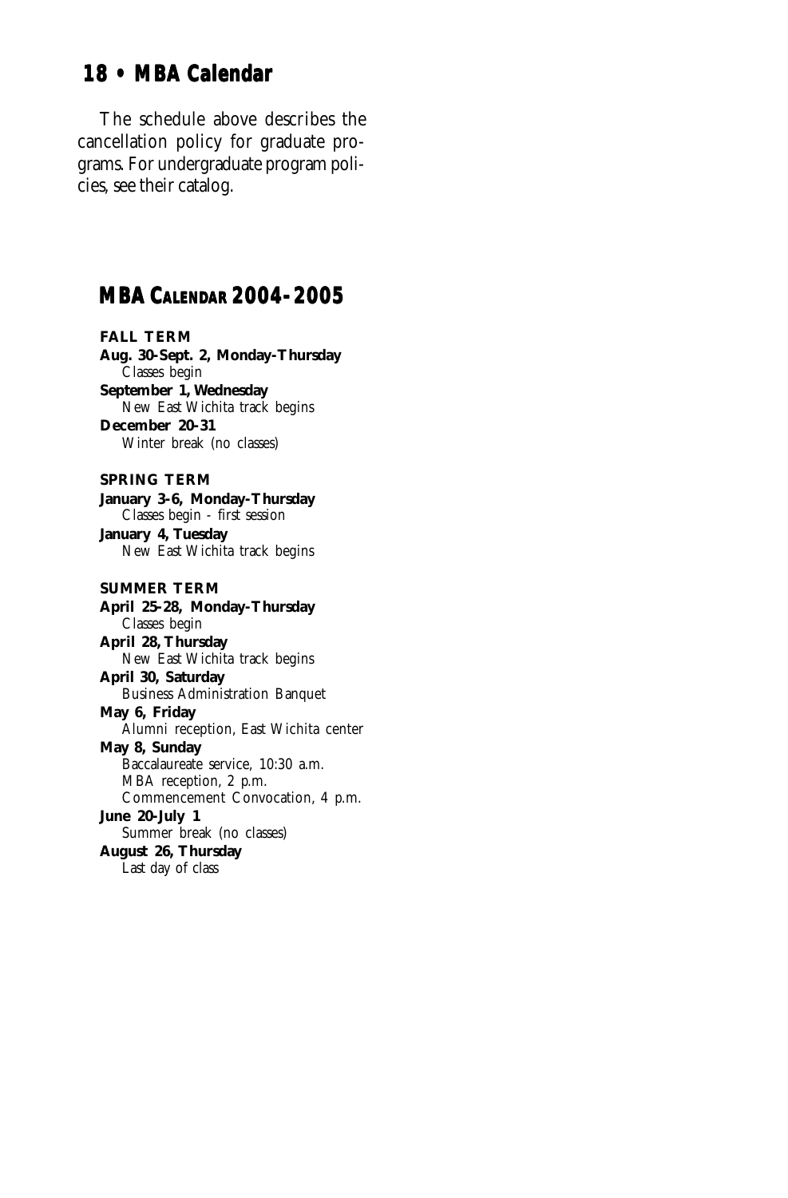The schedule above describes the cancellation policy for graduate programs. For undergraduate program policies, see their catalog.

## MBA CALENDAR 2004-2005

**FALL TERM**

**Aug. 30-Sept. 2, Monday-Thursday**
Classes begin

**September 1, Wednesday**
New East Wichita track begins

**December 20-31**
Winter break (no classes)

**SPRING TERM**

**January 3-6, Monday-Thursday**
Classes begin - first session

**January 4, Tuesday**
New East Wichita track begins

**SUMMER TERM**

**April 25-28, Monday-Thursday**
Classes begin

**April 28, Thursday**
New East Wichita track begins

**April 30, Saturday**
Business Administration Banquet

**May 6, Friday**
Alumni reception, East Wichita center

**May 8, Sunday**
Baccalaureate service, 10:30 a.m.
MBA reception, 2 p.m.
Commencement Convocation, 4 p.m.

**June 20-July 1**
Summer break (no classes)

**August 26, Thursday**
Last day of class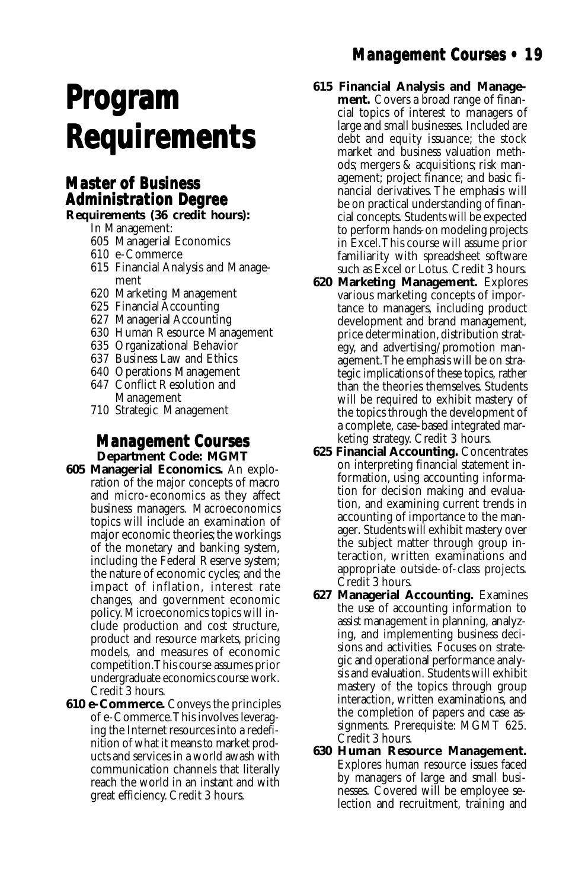# Program Requirements

## Master of Business Administration Degree

**Requirements (36 credit hours):**

In Management:

- 605 Managerial Economics
- 610 e-Commerce
- 615 Financial Analysis and Management
- 620 Marketing Management
- 625 Financial Accounting
- 627 Managerial Accounting
- 630 Human Resource Management
- 635 Organizational Behavior
- 637 Business Law and Ethics
- 640 Operations Management
- 647 Conflict Resolution and Management
- 710 Strategic Management

## Management Courses

**Department Code: MGMT**

**605 Managerial Economics.** An exploration of the major concepts of macro and micro-economics as they affect business managers. Macroeconomics topics will include an examination of major economic theories; the workings of the monetary and banking system, including the Federal Reserve system; the nature of economic cycles; and the impact of inflation, interest rate changes, and government economic policy. Microeconomics topics will include production and cost structure, product and resource markets, pricing models, and measures of economic competition. This course assumes prior undergraduate economics course work. Credit 3 hours.

**610 e-Commerce.** Conveys the principles of e-Commerce. This involves leveraging the Internet resources into a redefinition of what it means to market products and services in a world awash with communication channels that literally reach the world in an instant and with great efficiency. Credit 3 hours.

**615 Financial Analysis and Management.** Covers a broad range of financial topics of interest to managers of large and small businesses. Included are debt and equity issuance; the stock market and business valuation methods; mergers & acquisitions; risk management; project finance; and basic financial derivatives. The emphasis will be on practical understanding of financial concepts. Students will be expected to perform hands-on modeling projects in Excel. This course will assume prior familiarity with spreadsheet software such as Excel or Lotus. Credit 3 hours.

**620 Marketing Management.** Explores various marketing concepts of importance to managers, including product development and brand management, price determination, distribution strategy, and advertising/promotion management. The emphasis will be on strategic implications of these topics, rather than the theories themselves. Students will be required to exhibit mastery of the topics through the development of a complete, case-based integrated marketing strategy. Credit 3 hours.

**625 Financial Accounting.** Concentrates on interpreting financial statement information, using accounting information for decision making and evaluation, and examining current trends in accounting of importance to the manager. Students will exhibit mastery over the subject matter through group interaction, written examinations and appropriate outside-of-class projects. Credit 3 hours.

**627 Managerial Accounting.** Examines the use of accounting information to assist management in planning, analyzing, and implementing business decisions and activities. Focuses on strategic and operational performance analysis and evaluation. Students will exhibit mastery of the topics through group interaction, written examinations, and the completion of papers and case assignments. Prerequisite: MGMT 625. Credit 3 hours.

**630 Human Resource Management.** Explores human resource issues faced by managers of large and small businesses. Covered will be employee selection and recruitment, training and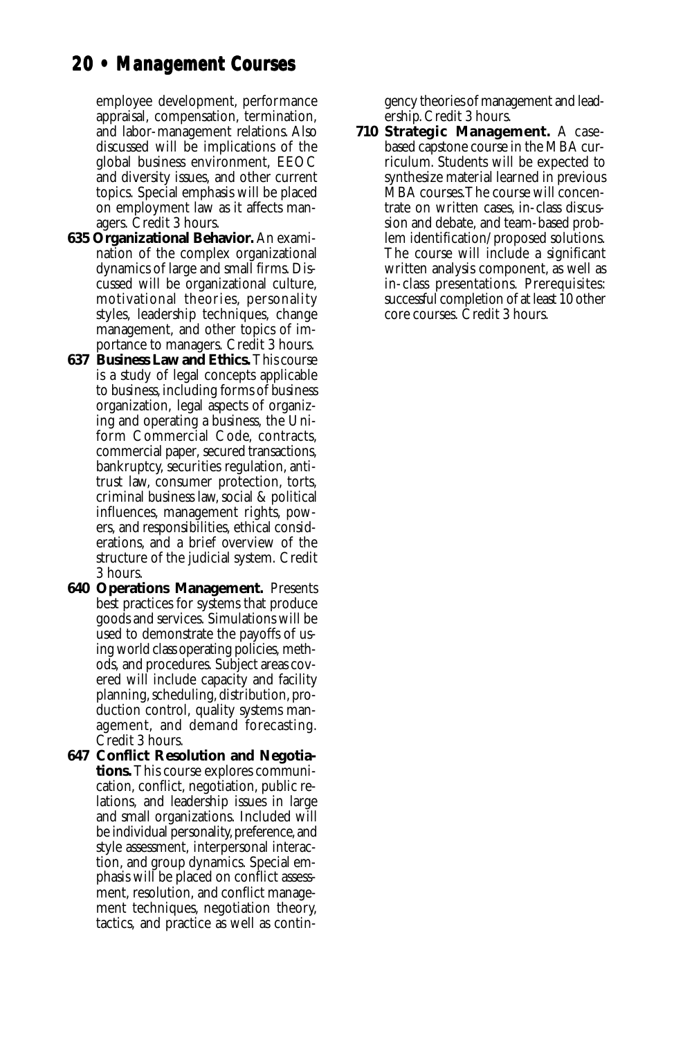employee development, performance appraisal, compensation, termination, and labor-management relations. Also discussed will be implications of the global business environment, EEOC and diversity issues, and other current topics. Special emphasis will be placed on employment law as it affects managers. Credit 3 hours.

**635 Organizational Behavior.** An examination of the complex organizational dynamics of large and small firms. Discussed will be organizational culture, motivational theories, personality styles, leadership techniques, change management, and other topics of importance to managers. Credit 3 hours.

**637 Business Law and Ethics.** This course is a study of legal concepts applicable to business, including forms of business organization, legal aspects of organizing and operating a business, the Uniform Commercial Code, contracts, commercial paper, secured transactions, bankruptcy, securities regulation, antitrust law, consumer protection, torts, criminal business law, social & political influences, management rights, powers, and responsibilities, ethical considerations, and a brief overview of the structure of the judicial system. Credit 3 hours.

**640 Operations Management.** Presents best practices for systems that produce goods and services. Simulations will be used to demonstrate the payoffs of using world class operating policies, methods, and procedures. Subject areas covered will include capacity and facility planning, scheduling, distribution, production control, quality systems management, and demand forecasting. Credit 3 hours.

**647 Conflict Resolution and Negotiations.** This course explores communication, conflict, negotiation, public relations, and leadership issues in large and small organizations. Included will be individual personality, preference, and style assessment, interpersonal interaction, and group dynamics. Special emphasis will be placed on conflict assessment, resolution, and conflict management techniques, negotiation theory, tactics, and practice as well as contingency theories of management and leadership. Credit 3 hours.

**710 Strategic Management.** A case-based capstone course in the MBA curriculum. Students will be expected to synthesize material learned in previous MBA courses.The course will concentrate on written cases, in-class discussion and debate, and team-based problem identification/proposed solutions. The course will include a significant written analysis component, as well as in-class presentations. Prerequisites: successful completion of at least 10 other core courses. Credit 3 hours.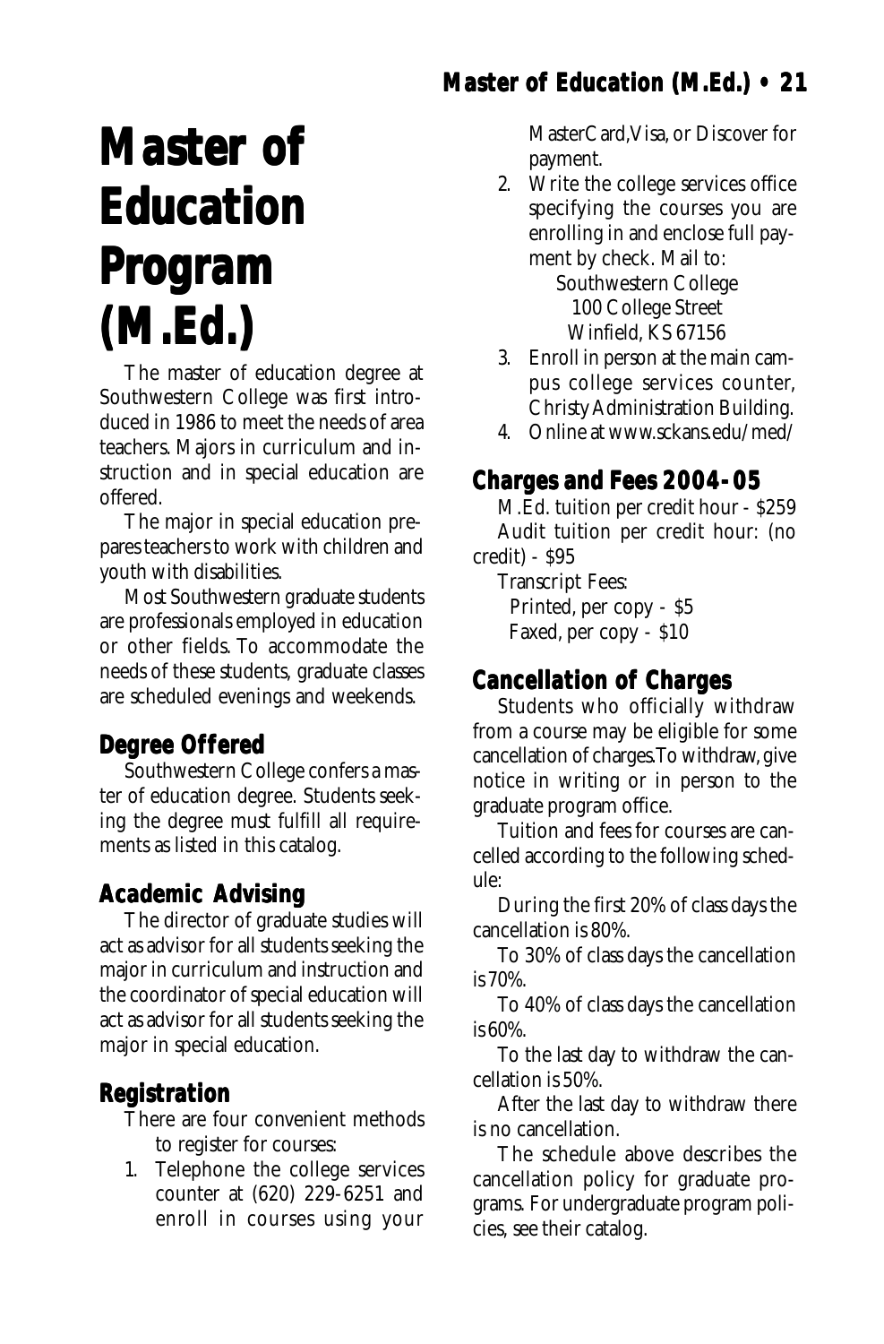# Master of Education Program (M.Ed.)

The master of education degree at Southwestern College was first introduced in 1986 to meet the needs of area teachers. Majors in curriculum and instruction and in special education are offered.

The major in special education prepares teachers to work with children and youth with disabilities.

Most Southwestern graduate students are professionals employed in education or other fields. To accommodate the needs of these students, graduate classes are scheduled evenings and weekends.

## Degree Offered

Southwestern College confers a master of education degree. Students seeking the degree must fulfill all requirements as listed in this catalog.

## Academic Advising

The director of graduate studies will act as advisor for all students seeking the major in curriculum and instruction and the coordinator of special education will act as advisor for all students seeking the major in special education.

## Registration

There are four convenient methods to register for courses:

1. Telephone the college services counter at (620) 229-6251 and enroll in courses using your MasterCard, Visa, or Discover for payment.
2. Write the college services office specifying the courses you are enrolling in and enclose full payment by check. Mail to:
   Southwestern College
   100 College Street
   Winfield, KS 67156
3. Enroll in person at the main campus college services counter, Christy Administration Building.
4. Online at www.sckans.edu/med/

## Charges and Fees 2004-05

M.Ed. tuition per credit hour - $259

Audit tuition per credit hour: (no credit) - $95

Transcript Fees:

Printed, per copy - $5

Faxed, per copy - $10

## Cancellation of Charges

Students who officially withdraw from a course may be eligible for some cancellation of charges. To withdraw, give notice in writing or in person to the graduate program office.

Tuition and fees for courses are cancelled according to the following schedule:

During the first 20% of class days the cancellation is 80%.

To 30% of class days the cancellation is 70%.

To 40% of class days the cancellation is 60%.

To the last day to withdraw the cancellation is 50%.

After the last day to withdraw there is no cancellation.

The schedule above describes the cancellation policy for graduate programs. For undergraduate program policies, see their catalog.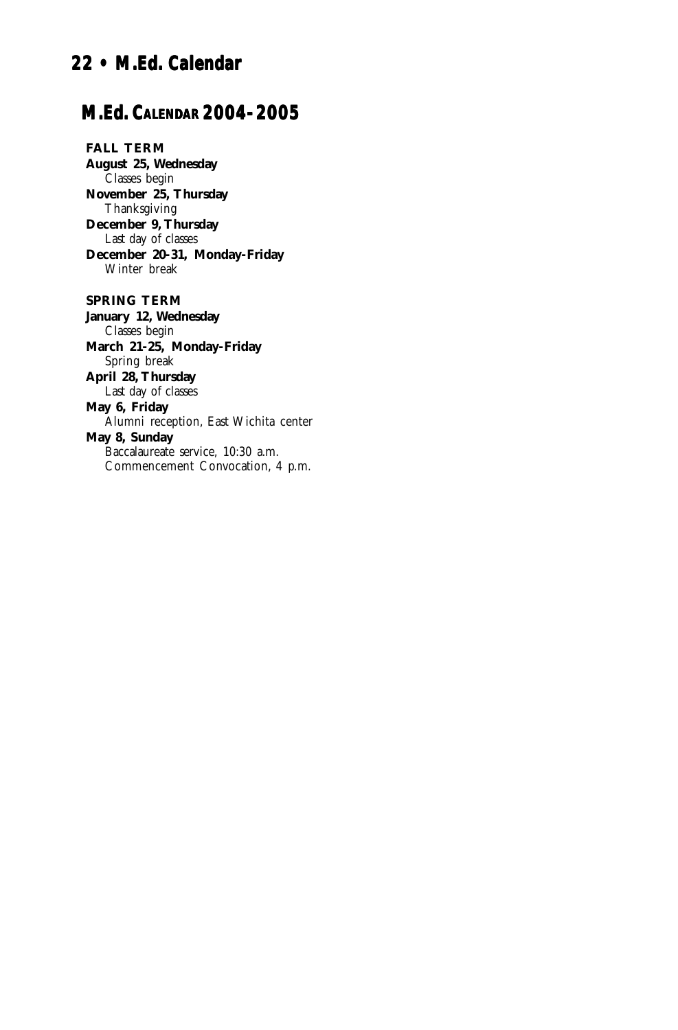# M.Ed. Calendar 2004-2005

**FALL TERM**

**August 25, Wednesday**
Classes begin

**November 25, Thursday**
Thanksgiving

**December 9, Thursday**
Last day of classes

**December 20-31, Monday-Friday**
Winter break

**SPRING TERM**

**January 12, Wednesday**
Classes begin

**March 21-25, Monday-Friday**
Spring break

**April 28, Thursday**
Last day of classes

**May 6, Friday**
Alumni reception, East Wichita center

**May 8, Sunday**
Baccalaureate service, 10:30 a.m.
Commencement Convocation, 4 p.m.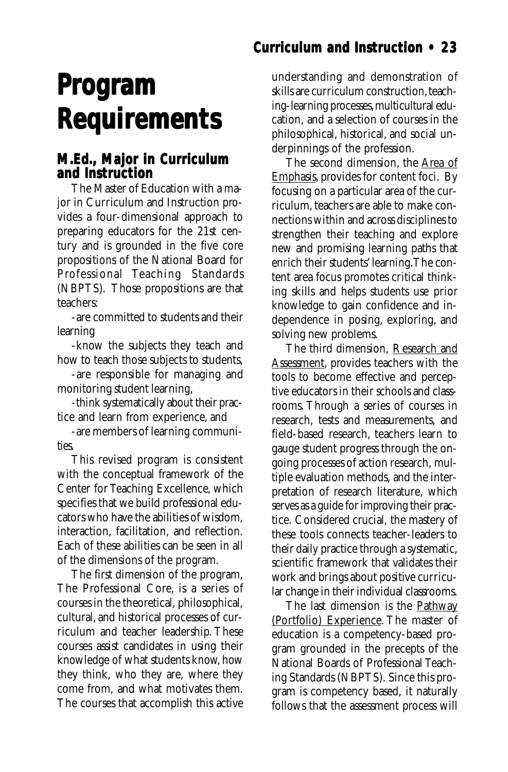# Program Requirements

## M.Ed., Major in Curriculum and Instruction

The Master of Education with a major in Curriculum and Instruction provides a four-dimensional approach to preparing educators for the 21st century and is grounded in the five core propositions of the National Board for Professional Teaching Standards (NBPTS). Those propositions are that teachers:

- are committed to students and their learning
- know the subjects they teach and how to teach those subjects to students,
- are responsible for managing and monitoring student learning,
- think systematically about their practice and learn from experience, and
- are members of learning communities.

This revised program is consistent with the conceptual framework of the Center for Teaching Excellence, which specifies that we build professional educators who have the abilities of wisdom, interaction, facilitation, and reflection. Each of these abilities can be seen in all of the dimensions of the program.

The first dimension of the program, The Professional Core, is a series of courses in the theoretical, philosophical, cultural, and historical processes of curriculum and teacher leadership. These courses assist candidates in using their knowledge of what students know, how they think, who they are, where they come from, and what motivates them. The courses that accomplish this active understanding and demonstration of skills are curriculum construction, teaching-learning processes, multicultural education, and a selection of courses in the philosophical, historical, and social underpinnings of the profession.

The second dimension, the Area of Emphasis, provides for content foci. By focusing on a particular area of the curriculum, teachers are able to make connections within and across disciplines to strengthen their teaching and explore new and promising learning paths that enrich their students' learning.The content area focus promotes critical thinking skills and helps students use prior knowledge to gain confidence and independence in posing, exploring, and solving new problems.

The third dimension, Research and Assessment, provides teachers with the tools to become effective and perceptive educators in their schools and classrooms. Through a series of courses in research, tests and measurements, and field-based research, teachers learn to gauge student progress through the ongoing processes of action research, multiple evaluation methods, and the interpretation of research literature, which serves as a guide for improving their practice. Considered crucial, the mastery of these tools connects teacher-leaders to their daily practice through a systematic, scientific framework that validates their work and brings about positive curricular change in their individual classrooms.

The last dimension is the Pathway (Portfolio) Experience. The master of education is a competency-based program grounded in the precepts of the National Boards of Professional Teaching Standards (NBPTS). Since this program is competency based, it naturally follows that the assessment process will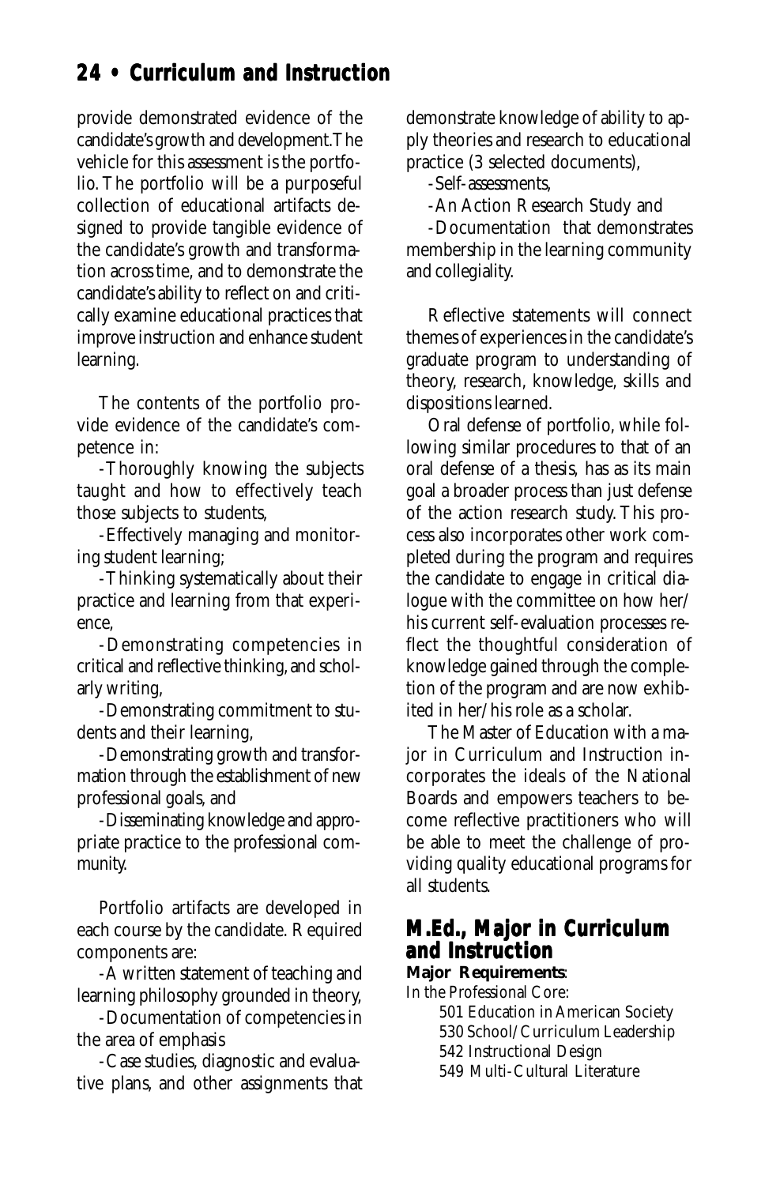provide demonstrated evidence of the candidate's growth and development. The vehicle for this assessment is the portfolio. The portfolio will be a purposeful collection of educational artifacts designed to provide tangible evidence of the candidate's growth and transformation across time, and to demonstrate the candidate's ability to reflect on and critically examine educational practices that improve instruction and enhance student learning.

The contents of the portfolio provide evidence of the candidate's competence in:

- Thoroughly knowing the subjects taught and how to effectively teach those subjects to students,
- Effectively managing and monitoring student learning;
- Thinking systematically about their practice and learning from that experience,
- Demonstrating competencies in critical and reflective thinking, and scholarly writing,
- Demonstrating commitment to students and their learning,
- Demonstrating growth and transformation through the establishment of new professional goals, and
- Disseminating knowledge and appropriate practice to the professional community.

Portfolio artifacts are developed in each course by the candidate. Required components are:

- A written statement of teaching and learning philosophy grounded in theory,
- Documentation of competencies in the area of emphasis
- Case studies, diagnostic and evaluative plans, and other assignments that demonstrate knowledge of ability to apply theories and research to educational practice (3 selected documents),
- Self-assessments,
- An Action Research Study and
- Documentation that demonstrates membership in the learning community and collegiality.

Reflective statements will connect themes of experiences in the candidate's graduate program to understanding of theory, research, knowledge, skills and dispositions learned.

Oral defense of portfolio, while following similar procedures to that of an oral defense of a thesis, has as its main goal a broader process than just defense of the action research study. This process also incorporates other work completed during the program and requires the candidate to engage in critical dialogue with the committee on how her/his current self-evaluation processes reflect the thoughtful consideration of knowledge gained through the completion of the program and are now exhibited in her/his role as a scholar.

The Master of Education with a major in Curriculum and Instruction incorporates the ideals of the National Boards and empowers teachers to become reflective practitioners who will be able to meet the challenge of providing quality educational programs for all students.

## M.Ed., Major in Curriculum and Instruction

**Major Requirements**:

In the Professional Core:

- 501 Education in American Society
- 530 School/Curriculum Leadership
- 542 Instructional Design
- 549 Multi-Cultural Literature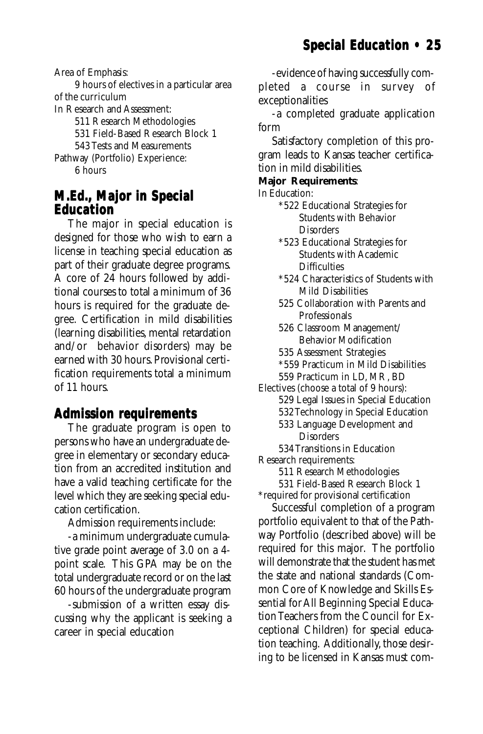Area of Emphasis:

9 hours of electives in a particular area of the curriculum

In Research and Assessment:

511 Research Methodologies
531 Field-Based Research Block 1
543 Tests and Measurements

Pathway (Portfolio) Experience:

6 hours

## M.Ed., Major in Special Education

The major in special education is designed for those who wish to earn a license in teaching special education as part of their graduate degree programs. A core of 24 hours followed by additional courses to total a minimum of 36 hours is required for the graduate degree. Certification in mild disabilities (learning disabilities, mental retardation and/or behavior disorders) may be earned with 30 hours. Provisional certification requirements total a minimum of 11 hours.

## Admission requirements

The graduate program is open to persons who have an undergraduate degree in elementary or secondary education from an accredited institution and have a valid teaching certificate for the level which they are seeking special education certification.

Admission requirements include:

- a minimum undergraduate cumulative grade point average of 3.0 on a 4-point scale. This GPA may be on the total undergraduate record or on the last 60 hours of the undergraduate program
- submission of a written essay discussing why the applicant is seeking a career in special education
- evidence of having successfully completed a course in survey of exceptionalities
- a completed graduate application form

Satisfactory completion of this program leads to Kansas teacher certification in mild disabilities.

**Major Requirements**:

In Education:

*522 Educational Strategies for Students with Behavior Disorders
*523 Educational Strategies for Students with Academic Difficulties
*524 Characteristics of Students with Mild Disabilities
525 Collaboration with Parents and Professionals
526 Classroom Management/ Behavior Modification
535 Assessment Strategies
*559 Practicum in Mild Disabilities
559 Practicum in LD, MR, BD

Electives (choose a total of 9 hours):

529 Legal Issues in Special Education
532 Technology in Special Education
533 Language Development and Disorders
534 Transitions in Education

Research requirements:

511 Research Methodologies
531 Field-Based Research Block 1

*required for provisional certification

Successful completion of a program portfolio equivalent to that of the Pathway Portfolio (described above) will be required for this major. The portfolio will demonstrate that the student has met the state and national standards (Common Core of Knowledge and Skills Essential for All Beginning Special Education Teachers from the Council for Exceptional Children) for special education teaching. Additionally, those desiring to be licensed in Kansas must com-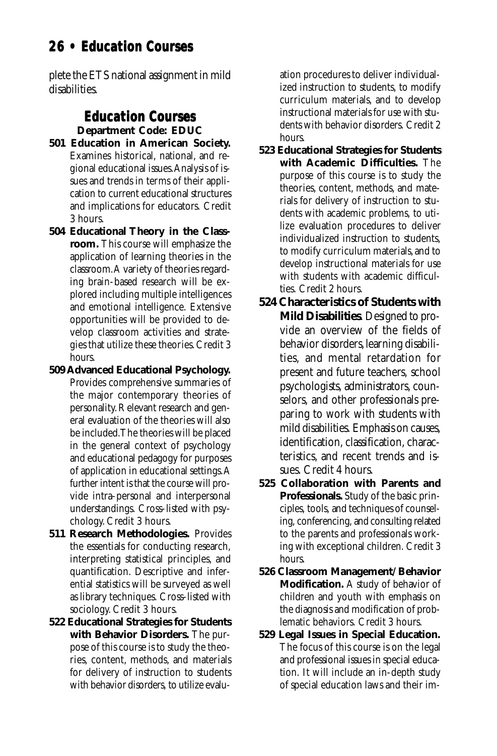plete the ETS national assignment in mild disabilities.

## Education Courses

**Department Code: EDUC**

**501 Education in American Society.** Examines historical, national, and regional educational issues. Analysis of issues and trends in terms of their application to current educational structures and implications for educators. Credit 3 hours.

**504 Educational Theory in the Classroom.** This course will emphasize the application of learning theories in the classroom. A variety of theories regarding brain-based research will be explored including multiple intelligences and emotional intelligence. Extensive opportunities will be provided to develop classroom activities and strategies that utilize these theories. Credit 3 hours.

**509 Advanced Educational Psychology.** Provides comprehensive summaries of the major contemporary theories of personality. Relevant research and general evaluation of the theories will also be included. The theories will be placed in the general context of psychology and educational pedagogy for purposes of application in educational settings. A further intent is that the course will provide intra-personal and interpersonal understandings. Cross-listed with psychology. Credit 3 hours.

**511 Research Methodologies.** Provides the essentials for conducting research, interpreting statistical principles, and quantification. Descriptive and inferential statistics will be surveyed as well as library techniques. Cross-listed with sociology. Credit 3 hours.

**522 Educational Strategies for Students with Behavior Disorders.** The purpose of this course is to study the theories, content, methods, and materials for delivery of instruction to students with behavior disorders, to utilize evaluation procedures to deliver individualized instruction to students, to modify curriculum materials, and to develop instructional materials for use with students with behavior disorders. Credit 2 hours.

**523 Educational Strategies for Students with Academic Difficulties.** The purpose of this course is to study the theories, content, methods, and materials for delivery of instruction to students with academic problems, to utilize evaluation procedures to deliver individualized instruction to students, to modify curriculum materials, and to develop instructional materials for use with students with academic difficulties. Credit 2 hours.

**524 Characteristics of Students with Mild Disabilities**. Designed to provide an overview of the fields of behavior disorders, learning disabilities, and mental retardation for present and future teachers, school psychologists, administrators, counselors, and other professionals preparing to work with students with mild disabilities. Emphasis on causes, identification, classification, characteristics, and recent trends and issues. Credit 4 hours.

**525 Collaboration with Parents and Professionals.** Study of the basic principles, tools, and techniques of counseling, conferencing, and consulting related to the parents and professionals working with exceptional children. Credit 3 hours.

**526 Classroom Management/Behavior Modification.** A study of behavior of children and youth with emphasis on the diagnosis and modification of problematic behaviors. Credit 3 hours.

**529 Legal Issues in Special Education.** The focus of this course is on the legal and professional issues in special education. It will include an in-depth study of special education laws and their im-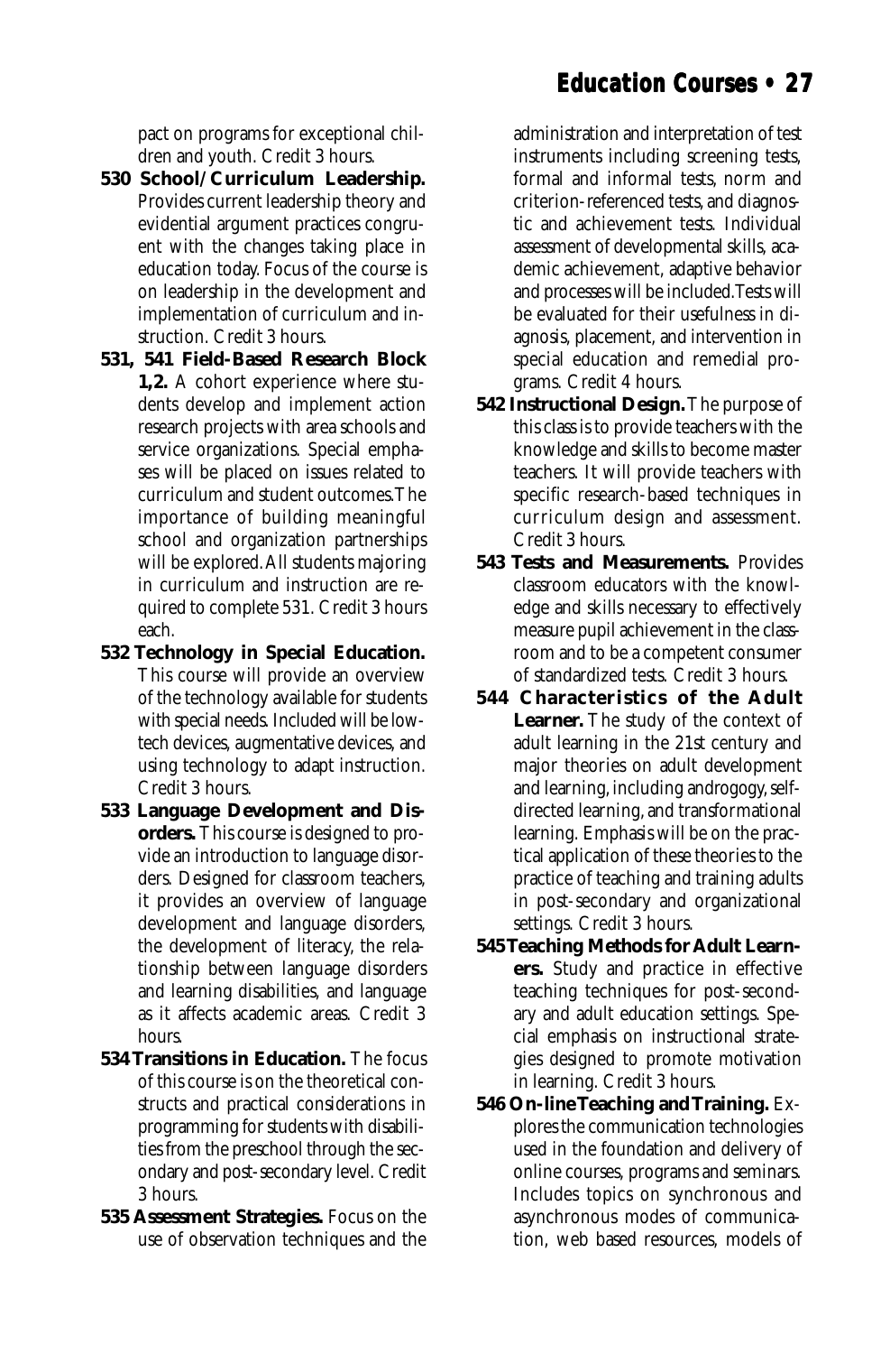pact on programs for exceptional children and youth. Credit 3 hours.

**530 School/Curriculum Leadership.** Provides current leadership theory and evidential argument practices congruent with the changes taking place in education today. Focus of the course is on leadership in the development and implementation of curriculum and instruction. Credit 3 hours.

**531, 541 Field-Based Research Block 1,2.** A cohort experience where students develop and implement action research projects with area schools and service organizations. Special emphases will be placed on issues related to curriculum and student outcomes.The importance of building meaningful school and organization partnerships will be explored. All students majoring in curriculum and instruction are required to complete 531. Credit 3 hours each.

**532 Technology in Special Education.** This course will provide an overview of the technology available for students with special needs. Included will be low-tech devices, augmentative devices, and using technology to adapt instruction. Credit 3 hours.

**533 Language Development and Disorders.** This course is designed to provide an introduction to language disorders. Designed for classroom teachers, it provides an overview of language development and language disorders, the development of literacy, the relationship between language disorders and learning disabilities, and language as it affects academic areas. Credit 3 hours.

**534 Transitions in Education.** The focus of this course is on the theoretical constructs and practical considerations in programming for students with disabilities from the preschool through the secondary and post-secondary level. Credit 3 hours.

**535 Assessment Strategies.** Focus on the use of observation techniques and the administration and interpretation of test instruments including screening tests, formal and informal tests, norm and criterion-referenced tests, and diagnostic and achievement tests. Individual assessment of developmental skills, academic achievement, adaptive behavior and processes will be included.Tests will be evaluated for their usefulness in diagnosis, placement, and intervention in special education and remedial programs. Credit 4 hours.

**542 Instructional Design.** The purpose of this class is to provide teachers with the knowledge and skills to become master teachers. It will provide teachers with specific research-based techniques in curriculum design and assessment. Credit 3 hours.

**543 Tests and Measurements.** Provides classroom educators with the knowledge and skills necessary to effectively measure pupil achievement in the classroom and to be a competent consumer of standardized tests. Credit 3 hours.

**544 Characteristics of the Adult Learner.** The study of the context of adult learning in the 21st century and major theories on adult development and learning, including androgogy, self-directed learning, and transformational learning. Emphasis will be on the practical application of these theories to the practice of teaching and training adults in post-secondary and organizational settings. Credit 3 hours.

**545 Teaching Methods for Adult Learners.** Study and practice in effective teaching techniques for post-secondary and adult education settings. Special emphasis on instructional strategies designed to promote motivation in learning. Credit 3 hours.

**546 On-line Teaching and Training.** Explores the communication technologies used in the foundation and delivery of online courses, programs and seminars. Includes topics on synchronous and asynchronous modes of communication, web based resources, models of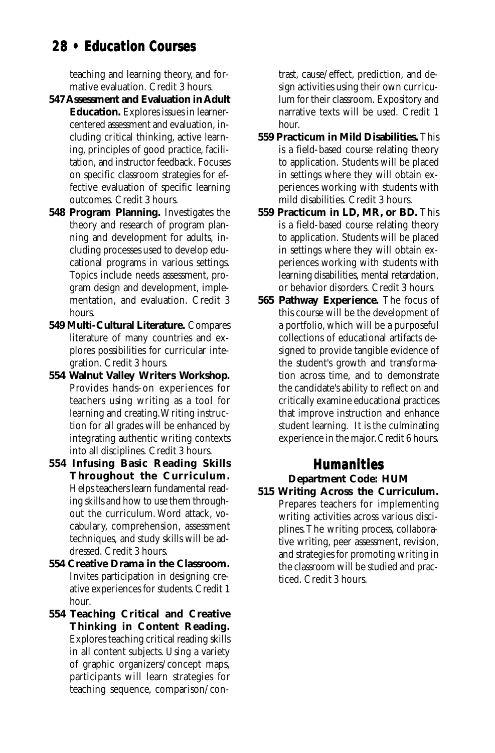teaching and learning theory, and formative evaluation. Credit 3 hours.

**547 Assessment and Evaluation in Adult Education.** Explores issues in learner-centered assessment and evaluation, including critical thinking, active learning, principles of good practice, facilitation, and instructor feedback. Focuses on specific classroom strategies for effective evaluation of specific learning outcomes. Credit 3 hours.

**548 Program Planning.** Investigates the theory and research of program planning and development for adults, including processes used to develop educational programs in various settings. Topics include needs assessment, program design and development, implementation, and evaluation. Credit 3 hours.

**549 Multi-Cultural Literature.** Compares literature of many countries and explores possibilities for curricular integration. Credit 3 hours.

**554 Walnut Valley Writers Workshop.** Provides hands-on experiences for teachers using writing as a tool for learning and creating. Writing instruction for all grades will be enhanced by integrating authentic writing contexts into all disciplines. Credit 3 hours.

**554 Infusing Basic Reading Skills Throughout the Curriculum.** Helps teachers learn fundamental reading skills and how to use them throughout the curriculum. Word attack, vocabulary, comprehension, assessment techniques, and study skills will be addressed. Credit 3 hours.

**554 Creative Drama in the Classroom.** Invites participation in designing creative experiences for students. Credit 1 hour.

**554 Teaching Critical and Creative Thinking in Content Reading.** Explores teaching critical reading skills in all content subjects. Using a variety of graphic organizers/concept maps, participants will learn strategies for teaching sequence, comparison/contrast, cause/effect, prediction, and design activities using their own curriculum for their classroom. Expository and narrative texts will be used. Credit 1 hour.

**559 Practicum in Mild Disabilities.** This is a field-based course relating theory to application. Students will be placed in settings where they will obtain experiences working with students with mild disabilities. Credit 3 hours.

**559 Practicum in LD, MR, or BD.** This is a field-based course relating theory to application. Students will be placed in settings where they will obtain experiences working with students with learning disabilities, mental retardation, or behavior disorders. Credit 3 hours.

**565 Pathway Experience.** The focus of this course will be the development of a portfolio, which will be a purposeful collections of educational artifacts designed to provide tangible evidence of the student's growth and transformation across time, and to demonstrate the candidate's ability to reflect on and critically examine educational practices that improve instruction and enhance student learning. It is the culminating experience in the major. Credit 6 hours.

## Humanities

**Department Code: HUM**

**515 Writing Across the Curriculum.** Prepares teachers for implementing writing activities across various disciplines. The writing process, collaborative writing, peer assessment, revision, and strategies for promoting writing in the classroom will be studied and practiced. Credit 3 hours.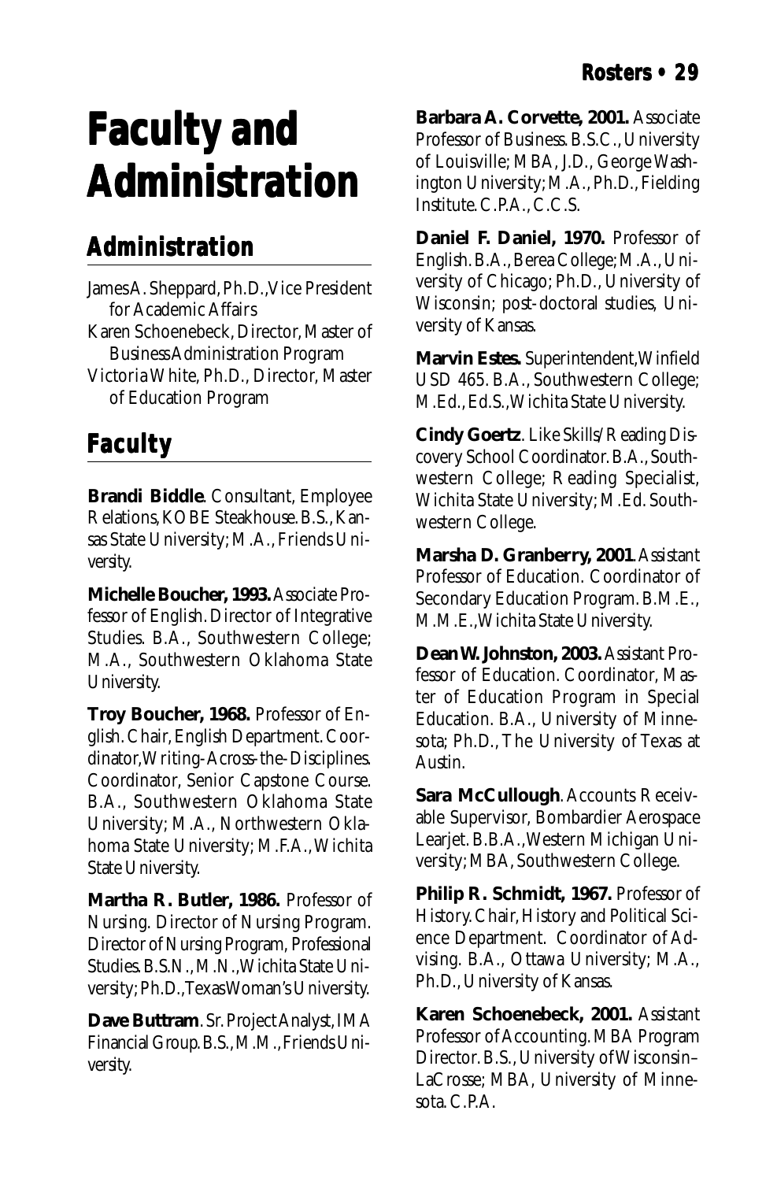# Faculty and Administration

## Administration

James A. Sheppard, Ph.D., Vice President for Academic Affairs

Karen Schoenebeck, Director, Master of Business Administration Program

Victoria White, Ph.D., Director, Master of Education Program

## Faculty

**Brandi Biddle**. Consultant, Employee Relations, KOBE Steakhouse. B.S., Kansas State University; M.A., Friends University.

**Michelle Boucher, 1993.** Associate Professor of English. Director of Integrative Studies. B.A., Southwestern College; M.A., Southwestern Oklahoma State University.

**Troy Boucher, 1968.** Professor of English. Chair, English Department. Coordinator, Writing-Across-the-Disciplines. Coordinator, Senior Capstone Course. B.A., Southwestern Oklahoma State University; M.A., Northwestern Oklahoma State University; M.F.A., Wichita State University.

**Martha R. Butler, 1986.** Professor of Nursing. Director of Nursing Program. Director of Nursing Program, Professional Studies. B.S.N., M.N., Wichita State University; Ph.D., Texas Woman's University.

**Dave Buttram**. Sr. Project Analyst, IMA Financial Group. B.S., M.M., Friends University.

**Barbara A. Corvette, 2001.** Associate Professor of Business. B.S.C., University of Louisville; MBA, J.D., George Washington University; M.A., Ph.D., Fielding Institute. C.P.A., C.C.S.

**Daniel F. Daniel, 1970.** Professor of English. B.A., Berea College; M.A., University of Chicago; Ph.D., University of Wisconsin; post-doctoral studies, University of Kansas.

**Marvin Estes.** Superintendent, Winfield USD 465. B.A., Southwestern College; M.Ed., Ed.S., Wichita State University.

**Cindy Goertz**. Like Skills/Reading Discovery School Coordinator. B.A., Southwestern College; Reading Specialist, Wichita State University; M.Ed. Southwestern College.

**Marsha D. Granberry, 2001**. Assistant Professor of Education. Coordinator of Secondary Education Program. B.M.E., M.M.E., Wichita State University.

**Dean W. Johnston, 2003.** Assistant Professor of Education. Coordinator, Master of Education Program in Special Education. B.A., University of Minnesota; Ph.D., The University of Texas at Austin.

**Sara McCullough**. Accounts Receivable Supervisor, Bombardier Aerospace Learjet. B.B.A., Western Michigan University; MBA, Southwestern College.

**Philip R. Schmidt, 1967.** Professor of History. Chair, History and Political Science Department. Coordinator of Advising. B.A., Ottawa University; M.A., Ph.D., University of Kansas.

**Karen Schoenebeck, 2001.** Assistant Professor of Accounting. MBA Program Director. B.S., University of Wisconsin–LaCrosse; MBA, University of Minnesota. C.P.A.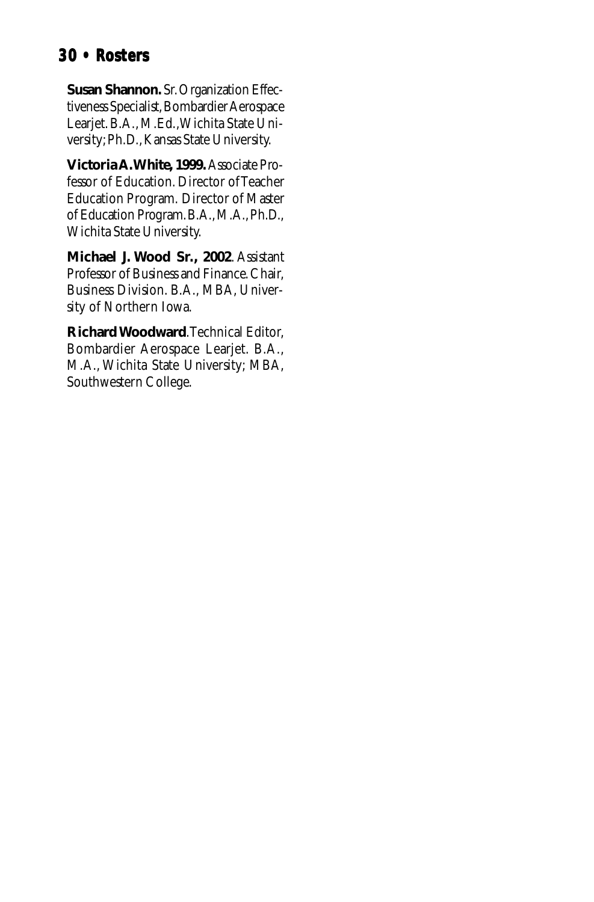**Susan Shannon.** Sr. Organization Effectiveness Specialist, Bombardier Aerospace Learjet. B.A., M.Ed., Wichita State University; Ph.D., Kansas State University.

**Victoria A. White, 1999.** Associate Professor of Education. Director of Teacher Education Program. Director of Master of Education Program. B.A., M.A., Ph.D., Wichita State University.

**Michael J. Wood Sr., 2002**. Assistant Professor of Business and Finance. Chair, Business Division. B.A., MBA, University of Northern Iowa.

**Richard Woodward**. Technical Editor, Bombardier Aerospace Learjet. B.A., M.A., Wichita State University; MBA, Southwestern College.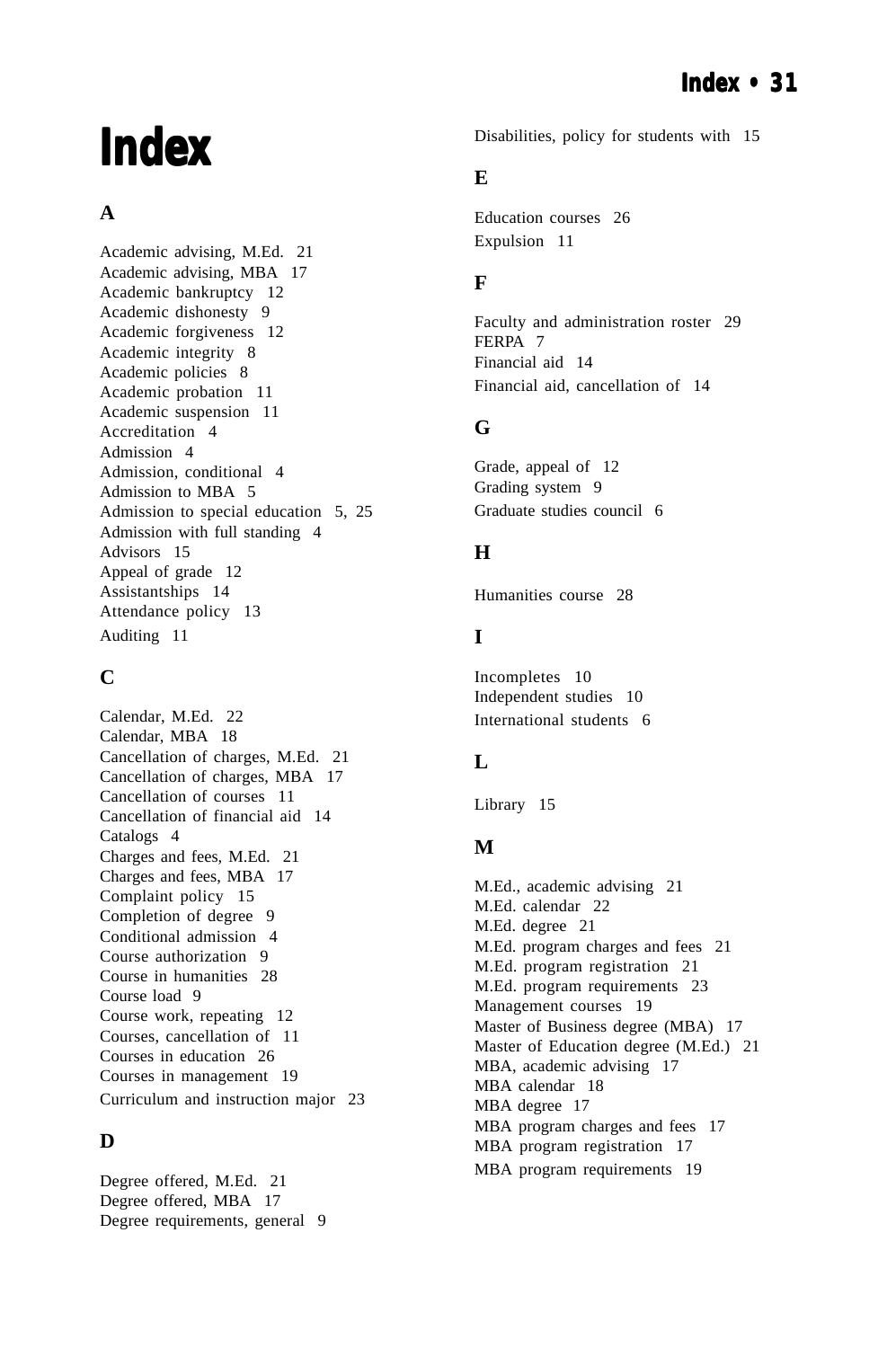# Index

## A

Academic advising, M.Ed. 21
Academic advising, MBA 17
Academic bankruptcy 12
Academic dishonesty 9
Academic forgiveness 12
Academic integrity 8
Academic policies 8
Academic probation 11
Academic suspension 11
Accreditation 4
Admission 4
Admission, conditional 4
Admission to MBA 5
Admission to special education 5, 25
Admission with full standing 4
Advisors 15
Appeal of grade 12
Assistantships 14
Attendance policy 13
Auditing 11

## C

Calendar, M.Ed. 22
Calendar, MBA 18
Cancellation of charges, M.Ed. 21
Cancellation of charges, MBA 17
Cancellation of courses 11
Cancellation of financial aid 14
Catalogs 4
Charges and fees, M.Ed. 21
Charges and fees, MBA 17
Complaint policy 15
Completion of degree 9
Conditional admission 4
Course authorization 9
Course in humanities 28
Course load 9
Course work, repeating 12
Courses, cancellation of 11
Courses in education 26
Courses in management 19
Curriculum and instruction major 23

## D

Degree offered, M.Ed. 21
Degree offered, MBA 17
Degree requirements, general 9
Disabilities, policy for students with 15

## E

Education courses 26
Expulsion 11

## F

Faculty and administration roster 29
FERPA 7
Financial aid 14
Financial aid, cancellation of 14

## G

Grade, appeal of 12
Grading system 9
Graduate studies council 6

## H

Humanities course 28

## I

Incompletes 10
Independent studies 10
International students 6

## L

Library 15

## M

M.Ed., academic advising 21
M.Ed. calendar 22
M.Ed. degree 21
M.Ed. program charges and fees 21
M.Ed. program registration 21
M.Ed. program requirements 23
Management courses 19
Master of Business degree (MBA) 17
Master of Education degree (M.Ed.) 21
MBA, academic advising 17
MBA calendar 18
MBA degree 17
MBA program charges and fees 17
MBA program registration 17
MBA program requirements 19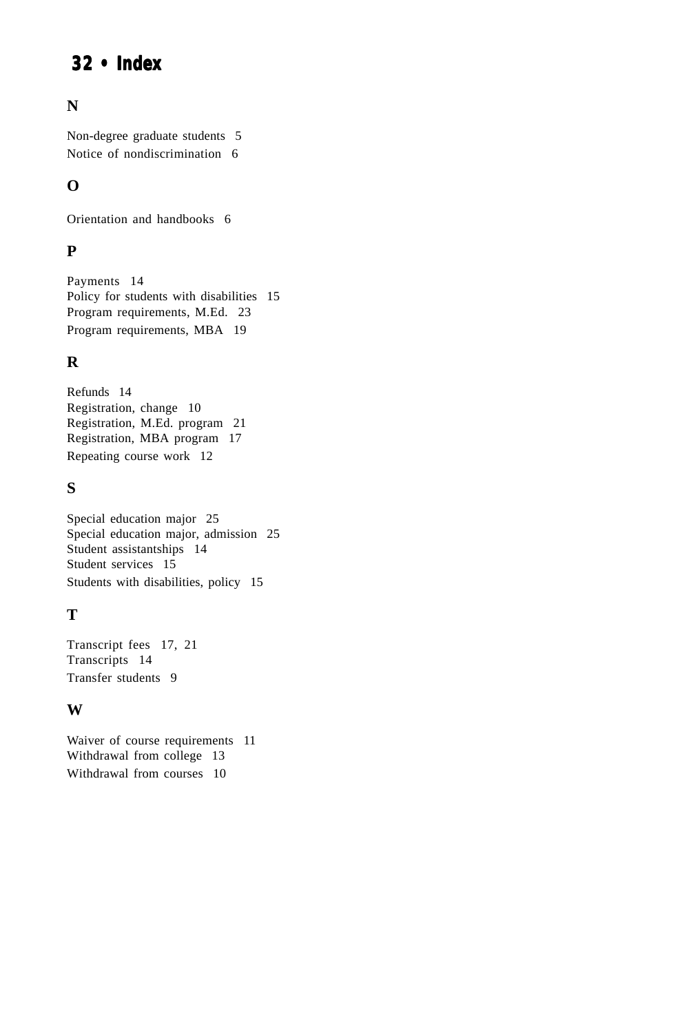## N

Non-degree graduate students 5
Notice of nondiscrimination 6

## O

Orientation and handbooks 6

## P

Payments 14
Policy for students with disabilities 15
Program requirements, M.Ed. 23
Program requirements, MBA 19

## R

Refunds 14
Registration, change 10
Registration, M.Ed. program 21
Registration, MBA program 17
Repeating course work 12

## S

Special education major 25
Special education major, admission 25
Student assistantships 14
Student services 15
Students with disabilities, policy 15

## T

Transcript fees 17, 21
Transcripts 14
Transfer students 9

## W

Waiver of course requirements 11
Withdrawal from college 13
Withdrawal from courses 10